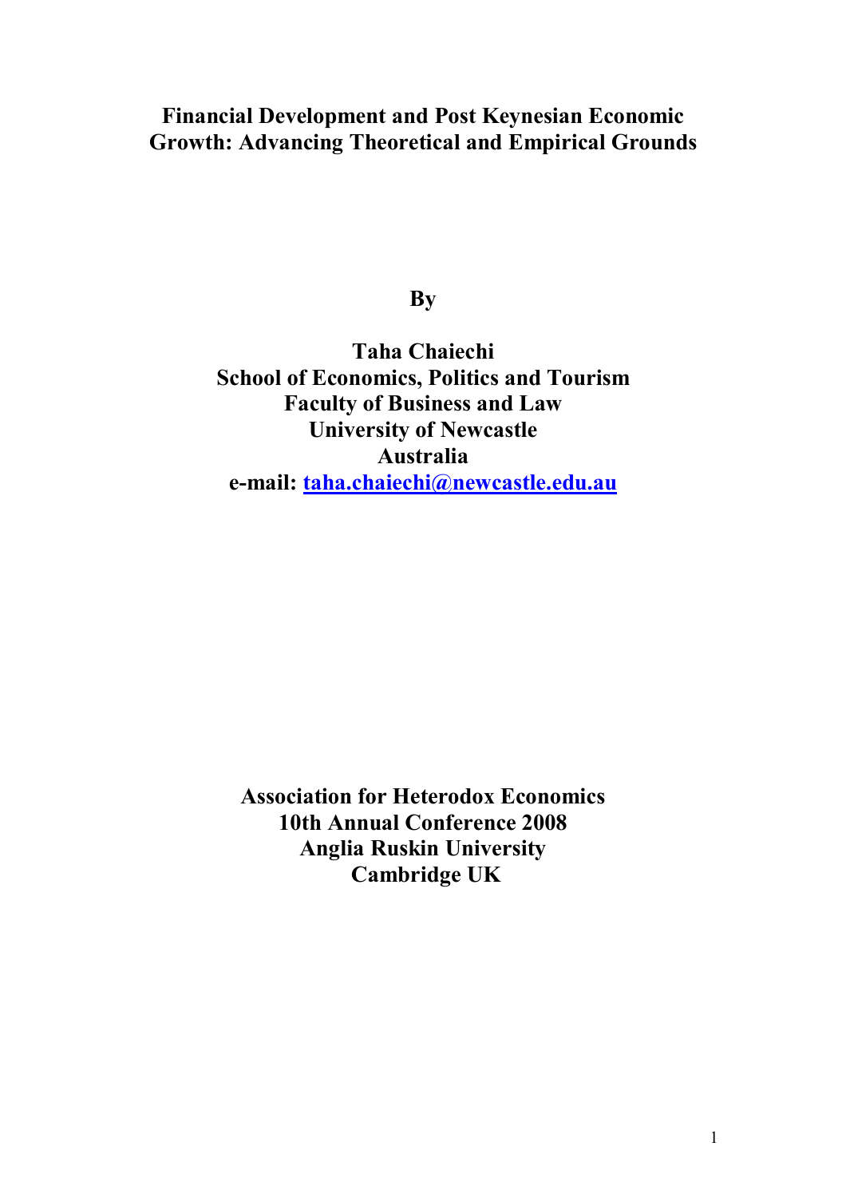# Financial Development and Post Keynesian Economic Growth: Advancing Theoretical and Empirical Grounds

**By**

**Taha Chaiechi**
**School of Economics, Politics and Tourism**
**Faculty of Business and Law**
**University of Newcastle**
**Australia**
**e-mail: taha.chaiechi@newcastle.edu.au**

**Association for Heterodox Economics**
**10th Annual Conference 2008**
**Anglia Ruskin University**
**Cambridge UK**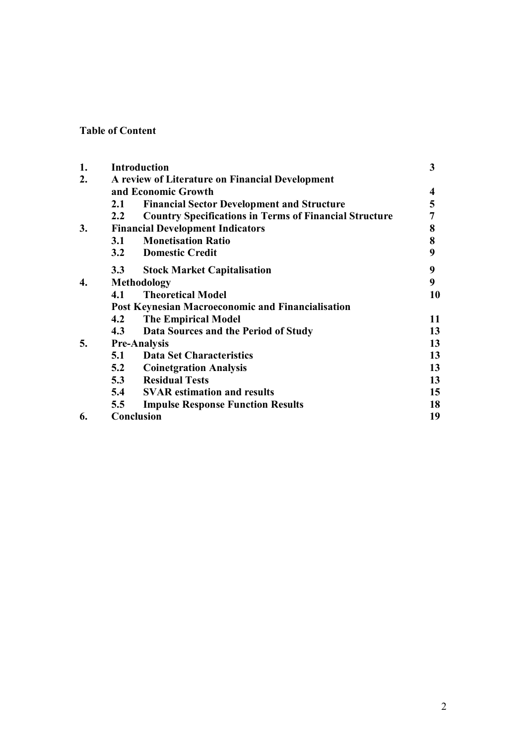**Table of Content**

| | | |
|---|---|---|
| **1.** | **Introduction** | **3** |
| **2.** | **A review of Literature on Financial Development and Economic Growth** | **4** |
| | **2.1 Financial Sector Development and Structure** | **5** |
| | **2.2 Country Specifications in Terms of Financial Structure** | **7** |
| **3.** | **Financial Development Indicators** | **8** |
| | **3.1 Monetisation Ratio** | **8** |
| | **3.2 Domestic Credit** | **9** |
| | **3.3 Stock Market Capitalisation** | **9** |
| **4.** | **Methodology** | **9** |
| | **4.1 Theoretical Model** | **10** |
| | **Post Keynesian Macroeconomic and Financialisation** | |
| | **4.2 The Empirical Model** | **11** |
| | **4.3 Data Sources and the Period of Study** | **13** |
| **5.** | **Pre-Analysis** | **13** |
| | **5.1 Data Set Characteristics** | **13** |
| | **5.2 Coinetgration Analysis** | **13** |
| | **5.3 Residual Tests** | **13** |
| | **5.4 SVAR estimation and results** | **15** |
| | **5.5 Impulse Response Function Results** | **18** |
| **6.** | **Conclusion** | **19** |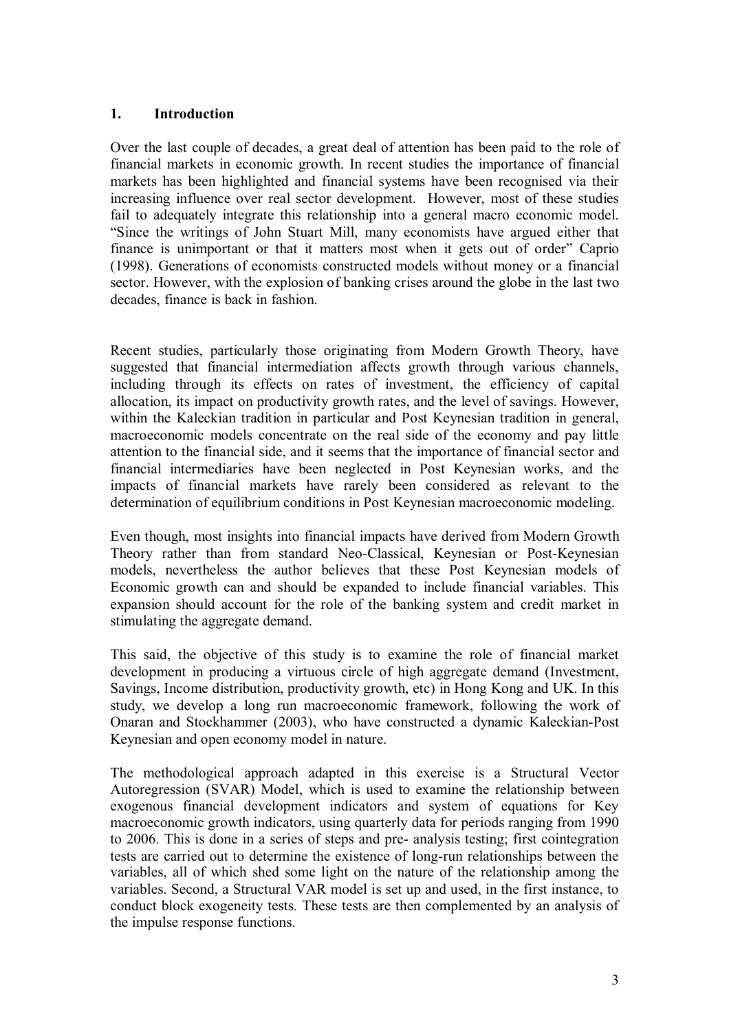## 1. Introduction

Over the last couple of decades, a great deal of attention has been paid to the role of financial markets in economic growth. In recent studies the importance of financial markets has been highlighted and financial systems have been recognised via their increasing influence over real sector development. However, most of these studies fail to adequately integrate this relationship into a general macro economic model. "Since the writings of John Stuart Mill, many economists have argued either that finance is unimportant or that it matters most when it gets out of order" Caprio (1998). Generations of economists constructed models without money or a financial sector. However, with the explosion of banking crises around the globe in the last two decades, finance is back in fashion.

Recent studies, particularly those originating from Modern Growth Theory, have suggested that financial intermediation affects growth through various channels, including through its effects on rates of investment, the efficiency of capital allocation, its impact on productivity growth rates, and the level of savings. However, within the Kaleckian tradition in particular and Post Keynesian tradition in general, macroeconomic models concentrate on the real side of the economy and pay little attention to the financial side, and it seems that the importance of financial sector and financial intermediaries have been neglected in Post Keynesian works, and the impacts of financial markets have rarely been considered as relevant to the determination of equilibrium conditions in Post Keynesian macroeconomic modeling.

Even though, most insights into financial impacts have derived from Modern Growth Theory rather than from standard Neo-Classical, Keynesian or Post-Keynesian models, nevertheless the author believes that these Post Keynesian models of Economic growth can and should be expanded to include financial variables. This expansion should account for the role of the banking system and credit market in stimulating the aggregate demand.

This said, the objective of this study is to examine the role of financial market development in producing a virtuous circle of high aggregate demand (Investment, Savings, Income distribution, productivity growth, etc) in Hong Kong and UK. In this study, we develop a long run macroeconomic framework, following the work of Onaran and Stockhammer (2003), who have constructed a dynamic Kaleckian-Post Keynesian and open economy model in nature.

The methodological approach adapted in this exercise is a Structural Vector Autoregression (SVAR) Model, which is used to examine the relationship between exogenous financial development indicators and system of equations for Key macroeconomic growth indicators, using quarterly data for periods ranging from 1990 to 2006. This is done in a series of steps and pre- analysis testing; first cointegration tests are carried out to determine the existence of long-run relationships between the variables, all of which shed some light on the nature of the relationship among the variables. Second, a Structural VAR model is set up and used, in the first instance, to conduct block exogeneity tests. These tests are then complemented by an analysis of the impulse response functions.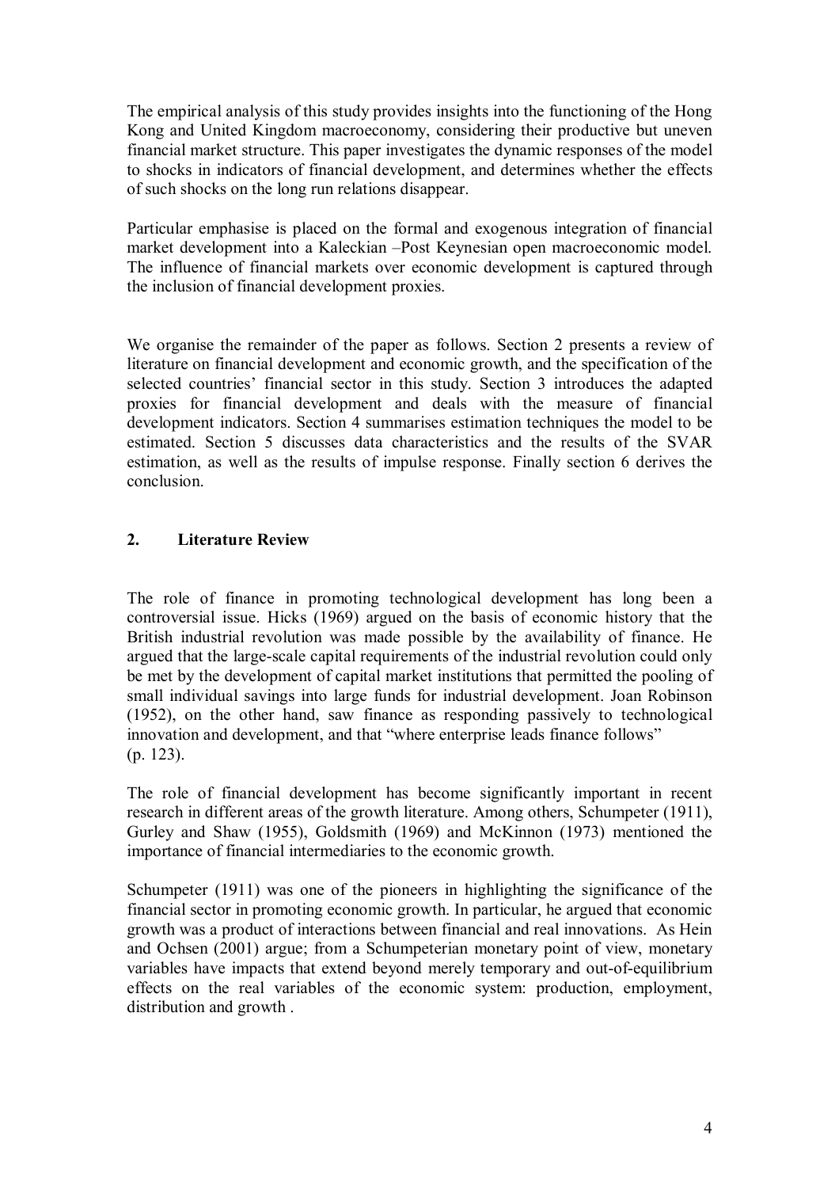The empirical analysis of this study provides insights into the functioning of the Hong Kong and United Kingdom macroeconomy, considering their productive but uneven financial market structure. This paper investigates the dynamic responses of the model to shocks in indicators of financial development, and determines whether the effects of such shocks on the long run relations disappear.

Particular emphasise is placed on the formal and exogenous integration of financial market development into a Kaleckian –Post Keynesian open macroeconomic model. The influence of financial markets over economic development is captured through the inclusion of financial development proxies.

We organise the remainder of the paper as follows. Section 2 presents a review of literature on financial development and economic growth, and the specification of the selected countries' financial sector in this study. Section 3 introduces the adapted proxies for financial development and deals with the measure of financial development indicators. Section 4 summarises estimation techniques the model to be estimated. Section 5 discusses data characteristics and the results of the SVAR estimation, as well as the results of impulse response. Finally section 6 derives the conclusion.

## 2. Literature Review

The role of finance in promoting technological development has long been a controversial issue. Hicks (1969) argued on the basis of economic history that the British industrial revolution was made possible by the availability of finance. He argued that the large-scale capital requirements of the industrial revolution could only be met by the development of capital market institutions that permitted the pooling of small individual savings into large funds for industrial development. Joan Robinson (1952), on the other hand, saw finance as responding passively to technological innovation and development, and that "where enterprise leads finance follows" (p. 123).

The role of financial development has become significantly important in recent research in different areas of the growth literature. Among others, Schumpeter (1911), Gurley and Shaw (1955), Goldsmith (1969) and McKinnon (1973) mentioned the importance of financial intermediaries to the economic growth.

Schumpeter (1911) was one of the pioneers in highlighting the significance of the financial sector in promoting economic growth. In particular, he argued that economic growth was a product of interactions between financial and real innovations. As Hein and Ochsen (2001) argue; from a Schumpeterian monetary point of view, monetary variables have impacts that extend beyond merely temporary and out-of-equilibrium effects on the real variables of the economic system: production, employment, distribution and growth .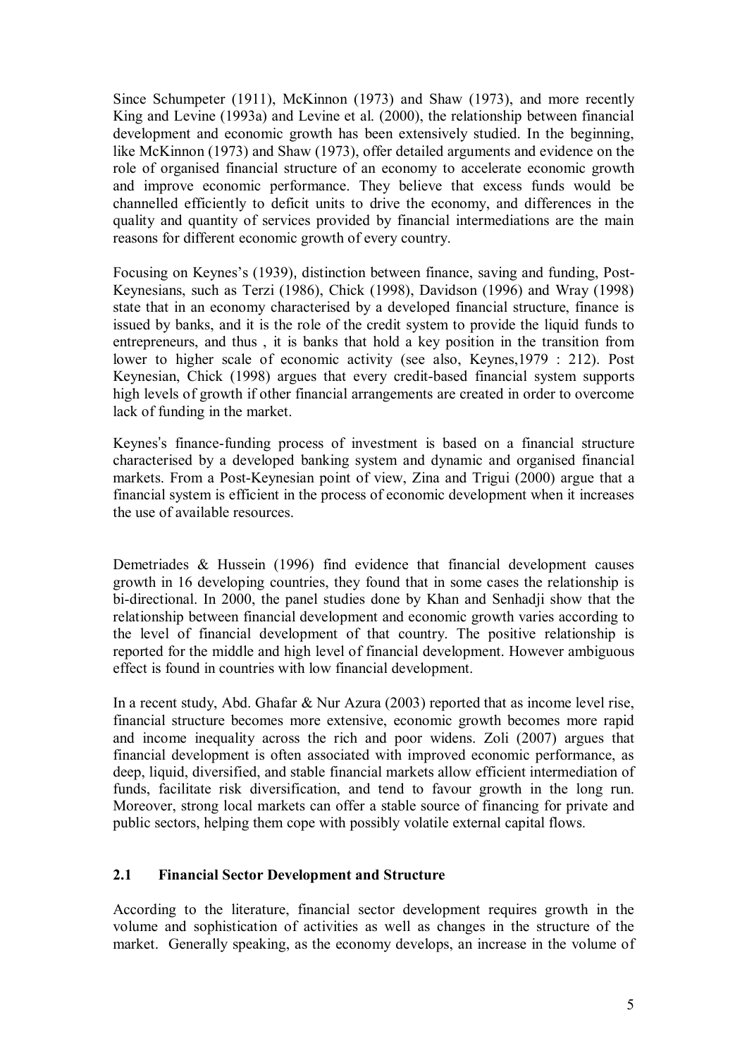Since Schumpeter (1911), McKinnon (1973) and Shaw (1973), and more recently King and Levine (1993a) and Levine et al. (2000), the relationship between financial development and economic growth has been extensively studied. In the beginning, like McKinnon (1973) and Shaw (1973), offer detailed arguments and evidence on the role of organised financial structure of an economy to accelerate economic growth and improve economic performance. They believe that excess funds would be channelled efficiently to deficit units to drive the economy, and differences in the quality and quantity of services provided by financial intermediations are the main reasons for different economic growth of every country.

Focusing on Keynes's (1939), distinction between finance, saving and funding, Post-Keynesians, such as Terzi (1986), Chick (1998), Davidson (1996) and Wray (1998) state that in an economy characterised by a developed financial structure, finance is issued by banks, and it is the role of the credit system to provide the liquid funds to entrepreneurs, and thus , it is banks that hold a key position in the transition from lower to higher scale of economic activity (see also, Keynes,1979 : 212). Post Keynesian, Chick (1998) argues that every credit-based financial system supports high levels of growth if other financial arrangements are created in order to overcome lack of funding in the market.

Keynes's finance-funding process of investment is based on a financial structure characterised by a developed banking system and dynamic and organised financial markets. From a Post-Keynesian point of view, Zina and Trigui (2000) argue that a financial system is efficient in the process of economic development when it increases the use of available resources.

Demetriades & Hussein (1996) find evidence that financial development causes growth in 16 developing countries, they found that in some cases the relationship is bi-directional. In 2000, the panel studies done by Khan and Senhadji show that the relationship between financial development and economic growth varies according to the level of financial development of that country. The positive relationship is reported for the middle and high level of financial development. However ambiguous effect is found in countries with low financial development.

In a recent study, Abd. Ghafar & Nur Azura (2003) reported that as income level rise, financial structure becomes more extensive, economic growth becomes more rapid and income inequality across the rich and poor widens. Zoli (2007) argues that financial development is often associated with improved economic performance, as deep, liquid, diversified, and stable financial markets allow efficient intermediation of funds, facilitate risk diversification, and tend to favour growth in the long run. Moreover, strong local markets can offer a stable source of financing for private and public sectors, helping them cope with possibly volatile external capital flows.

## 2.1 Financial Sector Development and Structure

According to the literature, financial sector development requires growth in the volume and sophistication of activities as well as changes in the structure of the market. Generally speaking, as the economy develops, an increase in the volume of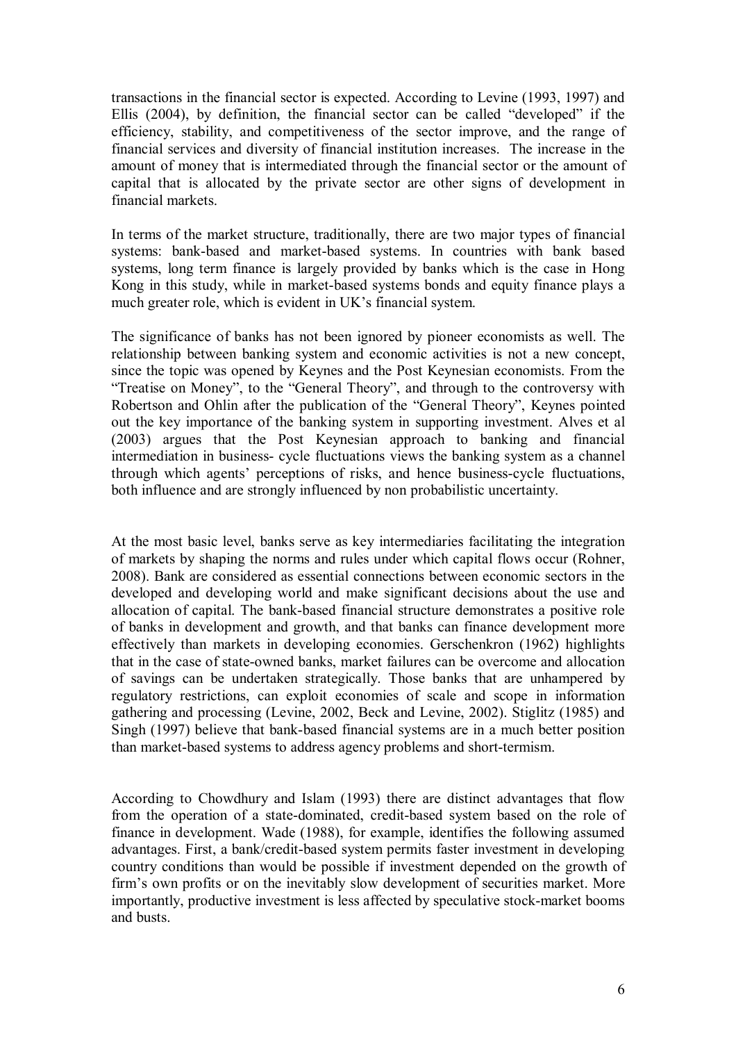transactions in the financial sector is expected. According to Levine (1993, 1997) and Ellis (2004), by definition, the financial sector can be called "developed" if the efficiency, stability, and competitiveness of the sector improve, and the range of financial services and diversity of financial institution increases. The increase in the amount of money that is intermediated through the financial sector or the amount of capital that is allocated by the private sector are other signs of development in financial markets.

In terms of the market structure, traditionally, there are two major types of financial systems: bank-based and market-based systems. In countries with bank based systems, long term finance is largely provided by banks which is the case in Hong Kong in this study, while in market-based systems bonds and equity finance plays a much greater role, which is evident in UK's financial system.

The significance of banks has not been ignored by pioneer economists as well. The relationship between banking system and economic activities is not a new concept, since the topic was opened by Keynes and the Post Keynesian economists. From the "Treatise on Money", to the "General Theory", and through to the controversy with Robertson and Ohlin after the publication of the "General Theory", Keynes pointed out the key importance of the banking system in supporting investment. Alves et al (2003) argues that the Post Keynesian approach to banking and financial intermediation in business- cycle fluctuations views the banking system as a channel through which agents' perceptions of risks, and hence business-cycle fluctuations, both influence and are strongly influenced by non probabilistic uncertainty.

At the most basic level, banks serve as key intermediaries facilitating the integration of markets by shaping the norms and rules under which capital flows occur (Rohner, 2008). Bank are considered as essential connections between economic sectors in the developed and developing world and make significant decisions about the use and allocation of capital. The bank-based financial structure demonstrates a positive role of banks in development and growth, and that banks can finance development more effectively than markets in developing economies. Gerschenkron (1962) highlights that in the case of state-owned banks, market failures can be overcome and allocation of savings can be undertaken strategically. Those banks that are unhampered by regulatory restrictions, can exploit economies of scale and scope in information gathering and processing (Levine, 2002, Beck and Levine, 2002). Stiglitz (1985) and Singh (1997) believe that bank-based financial systems are in a much better position than market-based systems to address agency problems and short-termism.

According to Chowdhury and Islam (1993) there are distinct advantages that flow from the operation of a state-dominated, credit-based system based on the role of finance in development. Wade (1988), for example, identifies the following assumed advantages. First, a bank/credit-based system permits faster investment in developing country conditions than would be possible if investment depended on the growth of firm's own profits or on the inevitably slow development of securities market. More importantly, productive investment is less affected by speculative stock-market booms and busts.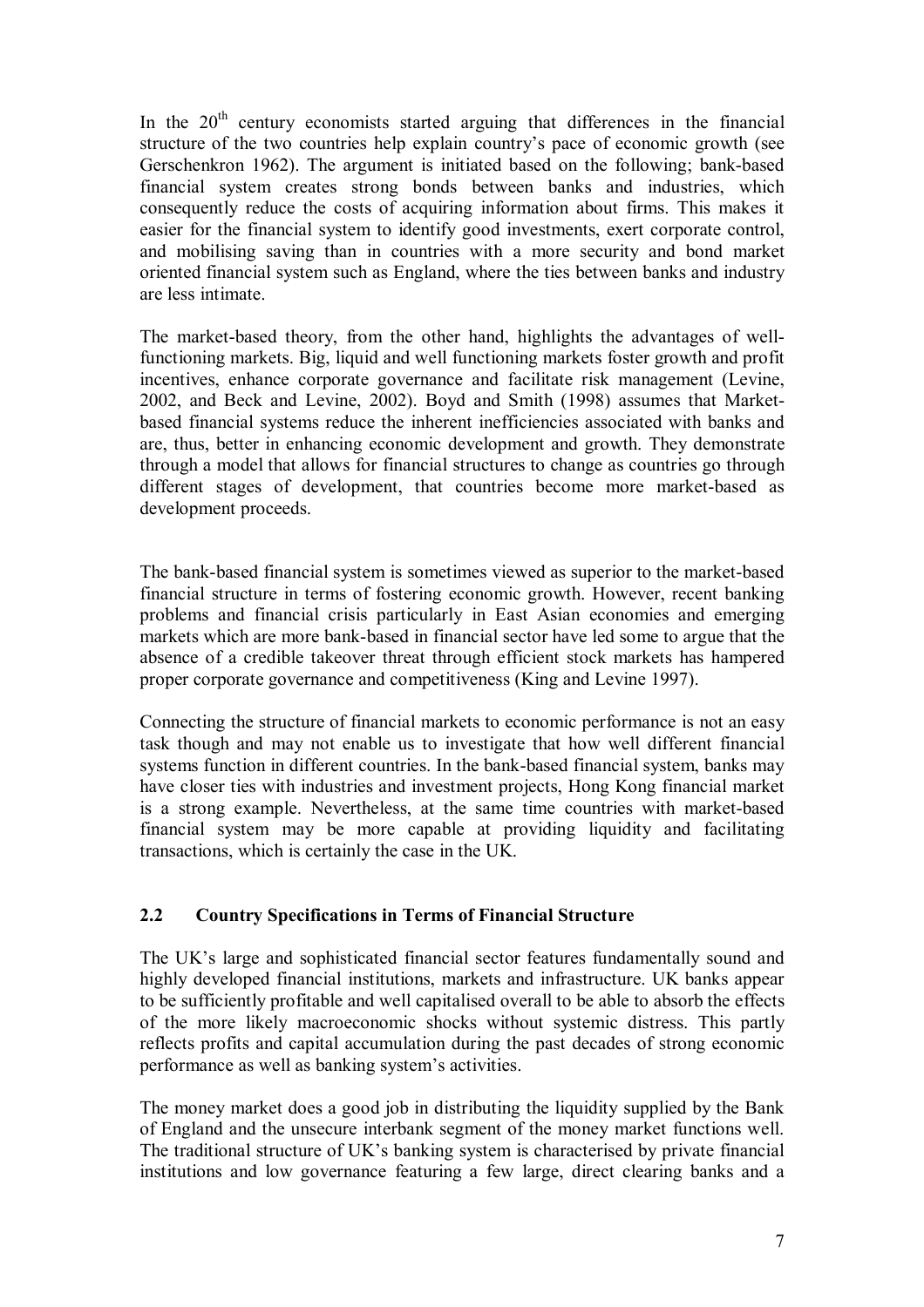In the 20th century economists started arguing that differences in the financial structure of the two countries help explain country's pace of economic growth (see Gerschenkron 1962). The argument is initiated based on the following; bank-based financial system creates strong bonds between banks and industries, which consequently reduce the costs of acquiring information about firms. This makes it easier for the financial system to identify good investments, exert corporate control, and mobilising saving than in countries with a more security and bond market oriented financial system such as England, where the ties between banks and industry are less intimate.

The market-based theory, from the other hand, highlights the advantages of well-functioning markets. Big, liquid and well functioning markets foster growth and profit incentives, enhance corporate governance and facilitate risk management (Levine, 2002, and Beck and Levine, 2002). Boyd and Smith (1998) assumes that Market-based financial systems reduce the inherent inefficiencies associated with banks and are, thus, better in enhancing economic development and growth. They demonstrate through a model that allows for financial structures to change as countries go through different stages of development, that countries become more market-based as development proceeds.

The bank-based financial system is sometimes viewed as superior to the market-based financial structure in terms of fostering economic growth. However, recent banking problems and financial crisis particularly in East Asian economies and emerging markets which are more bank-based in financial sector have led some to argue that the absence of a credible takeover threat through efficient stock markets has hampered proper corporate governance and competitiveness (King and Levine 1997).

Connecting the structure of financial markets to economic performance is not an easy task though and may not enable us to investigate that how well different financial systems function in different countries. In the bank-based financial system, banks may have closer ties with industries and investment projects, Hong Kong financial market is a strong example. Nevertheless, at the same time countries with market-based financial system may be more capable at providing liquidity and facilitating transactions, which is certainly the case in the UK.

## 2.2 Country Specifications in Terms of Financial Structure

The UK's large and sophisticated financial sector features fundamentally sound and highly developed financial institutions, markets and infrastructure. UK banks appear to be sufficiently profitable and well capitalised overall to be able to absorb the effects of the more likely macroeconomic shocks without systemic distress. This partly reflects profits and capital accumulation during the past decades of strong economic performance as well as banking system's activities.

The money market does a good job in distributing the liquidity supplied by the Bank of England and the unsecure interbank segment of the money market functions well. The traditional structure of UK's banking system is characterised by private financial institutions and low governance featuring a few large, direct clearing banks and a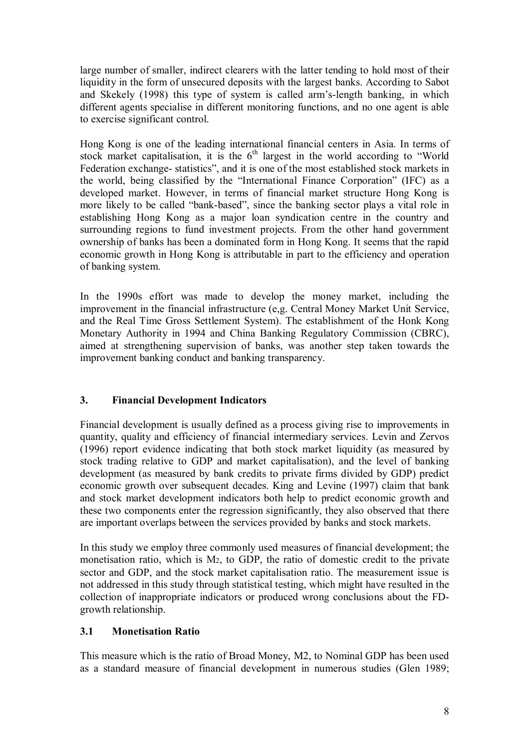large number of smaller, indirect clearers with the latter tending to hold most of their liquidity in the form of unsecured deposits with the largest banks. According to Sabot and Skekely (1998) this type of system is called arm's-length banking, in which different agents specialise in different monitoring functions, and no one agent is able to exercise significant control.

Hong Kong is one of the leading international financial centers in Asia. In terms of stock market capitalisation, it is the 6th largest in the world according to "World Federation exchange- statistics", and it is one of the most established stock markets in the world, being classified by the "International Finance Corporation" (IFC) as a developed market. However, in terms of financial market structure Hong Kong is more likely to be called "bank-based", since the banking sector plays a vital role in establishing Hong Kong as a major loan syndication centre in the country and surrounding regions to fund investment projects. From the other hand government ownership of banks has been a dominated form in Hong Kong. It seems that the rapid economic growth in Hong Kong is attributable in part to the efficiency and operation of banking system.

In the 1990s effort was made to develop the money market, including the improvement in the financial infrastructure (e,g. Central Money Market Unit Service, and the Real Time Gross Settlement System). The establishment of the Honk Kong Monetary Authority in 1994 and China Banking Regulatory Commission (CBRC), aimed at strengthening supervision of banks, was another step taken towards the improvement banking conduct and banking transparency.

## 3. Financial Development Indicators

Financial development is usually defined as a process giving rise to improvements in quantity, quality and efficiency of financial intermediary services. Levin and Zervos (1996) report evidence indicating that both stock market liquidity (as measured by stock trading relative to GDP and market capitalisation), and the level of banking development (as measured by bank credits to private firms divided by GDP) predict economic growth over subsequent decades. King and Levine (1997) claim that bank and stock market development indicators both help to predict economic growth and these two components enter the regression significantly, they also observed that there are important overlaps between the services provided by banks and stock markets.

In this study we employ three commonly used measures of financial development; the monetisation ratio, which is $M_2$, to GDP, the ratio of domestic credit to the private sector and GDP, and the stock market capitalisation ratio. The measurement issue is not addressed in this study through statistical testing, which might have resulted in the collection of inappropriate indicators or produced wrong conclusions about the FD-growth relationship.

### 3.1 Monetisation Ratio

This measure which is the ratio of Broad Money, M2, to Nominal GDP has been used as a standard measure of financial development in numerous studies (Glen 1989;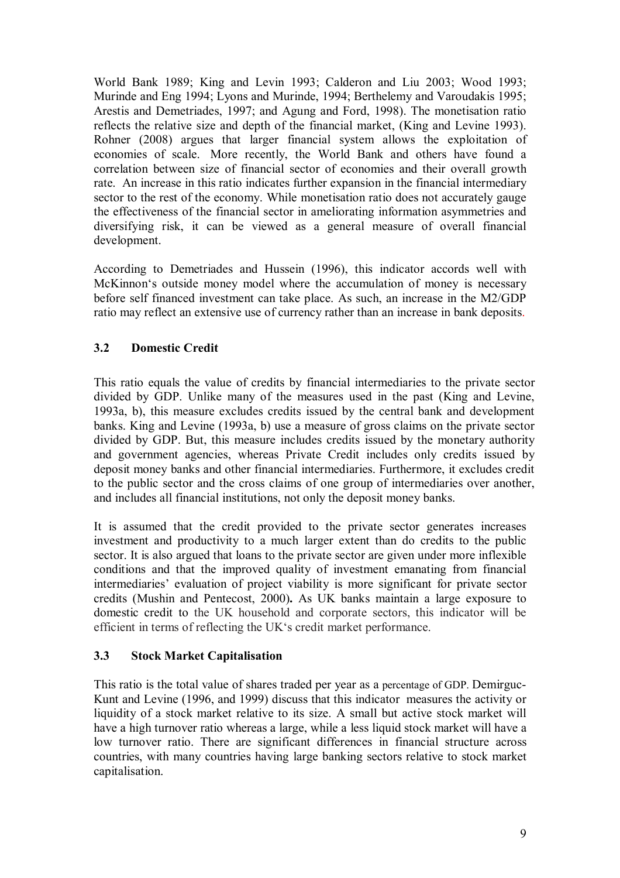World Bank 1989; King and Levin 1993; Calderon and Liu 2003; Wood 1993; Murinde and Eng 1994; Lyons and Murinde, 1994; Berthelemy and Varoudakis 1995; Arestis and Demetriades, 1997; and Agung and Ford, 1998). The monetisation ratio reflects the relative size and depth of the financial market, (King and Levine 1993). Rohner (2008) argues that larger financial system allows the exploitation of economies of scale. More recently, the World Bank and others have found a correlation between size of financial sector of economies and their overall growth rate. An increase in this ratio indicates further expansion in the financial intermediary sector to the rest of the economy. While monetisation ratio does not accurately gauge the effectiveness of the financial sector in ameliorating information asymmetries and diversifying risk, it can be viewed as a general measure of overall financial development.

According to Demetriades and Hussein (1996), this indicator accords well with McKinnon's outside money model where the accumulation of money is necessary before self financed investment can take place. As such, an increase in the M2/GDP ratio may reflect an extensive use of currency rather than an increase in bank deposits.

### 3.2 Domestic Credit

This ratio equals the value of credits by financial intermediaries to the private sector divided by GDP. Unlike many of the measures used in the past (King and Levine, 1993a, b), this measure excludes credits issued by the central bank and development banks. King and Levine (1993a, b) use a measure of gross claims on the private sector divided by GDP. But, this measure includes credits issued by the monetary authority and government agencies, whereas Private Credit includes only credits issued by deposit money banks and other financial intermediaries. Furthermore, it excludes credit to the public sector and the cross claims of one group of intermediaries over another, and includes all financial institutions, not only the deposit money banks.

It is assumed that the credit provided to the private sector generates increases investment and productivity to a much larger extent than do credits to the public sector. It is also argued that loans to the private sector are given under more inflexible conditions and that the improved quality of investment emanating from financial intermediaries' evaluation of project viability is more significant for private sector credits (Mushin and Pentecost, 2000). As UK banks maintain a large exposure to domestic credit to the UK household and corporate sectors, this indicator will be efficient in terms of reflecting the UK's credit market performance.

### 3.3 Stock Market Capitalisation

This ratio is the total value of shares traded per year as a percentage of GDP. Demirguc-Kunt and Levine (1996, and 1999) discuss that this indicator measures the activity or liquidity of a stock market relative to its size. A small but active stock market will have a high turnover ratio whereas a large, while a less liquid stock market will have a low turnover ratio. There are significant differences in financial structure across countries, with many countries having large banking sectors relative to stock market capitalisation.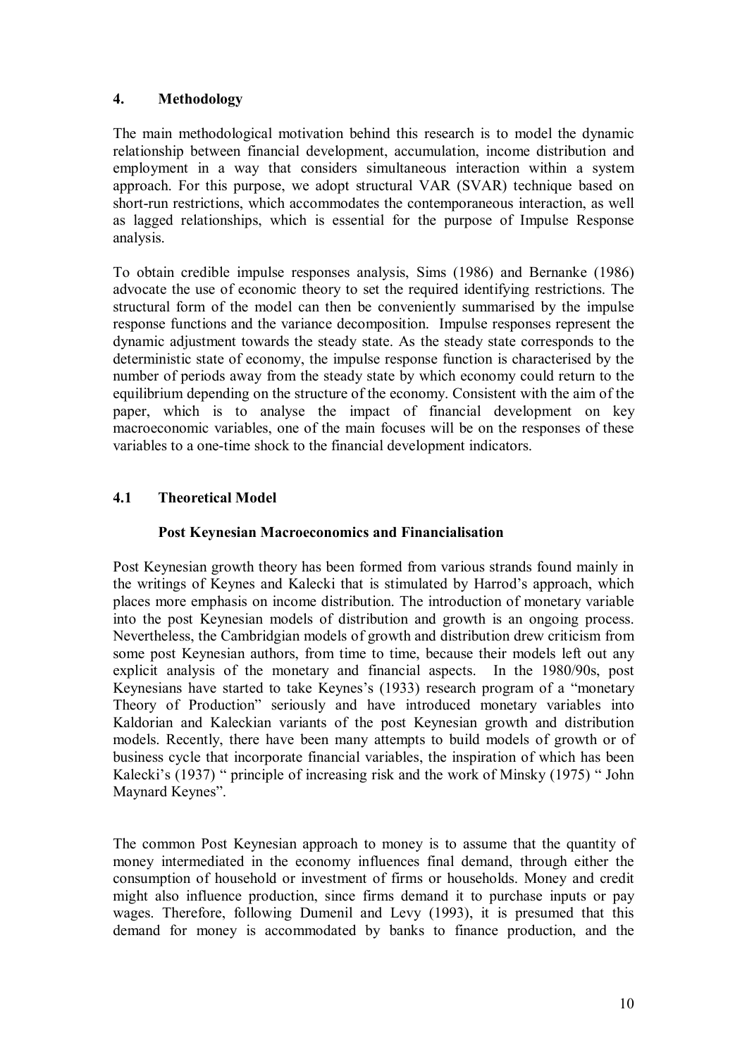## 4. Methodology

The main methodological motivation behind this research is to model the dynamic relationship between financial development, accumulation, income distribution and employment in a way that considers simultaneous interaction within a system approach. For this purpose, we adopt structural VAR (SVAR) technique based on short-run restrictions, which accommodates the contemporaneous interaction, as well as lagged relationships, which is essential for the purpose of Impulse Response analysis.

To obtain credible impulse responses analysis, Sims (1986) and Bernanke (1986) advocate the use of economic theory to set the required identifying restrictions. The structural form of the model can then be conveniently summarised by the impulse response functions and the variance decomposition. Impulse responses represent the dynamic adjustment towards the steady state. As the steady state corresponds to the deterministic state of economy, the impulse response function is characterised by the number of periods away from the steady state by which economy could return to the equilibrium depending on the structure of the economy. Consistent with the aim of the paper, which is to analyse the impact of financial development on key macroeconomic variables, one of the main focuses will be on the responses of these variables to a one-time shock to the financial development indicators.

### 4.1 Theoretical Model

#### Post Keynesian Macroeconomics and Financialisation

Post Keynesian growth theory has been formed from various strands found mainly in the writings of Keynes and Kalecki that is stimulated by Harrod's approach, which places more emphasis on income distribution. The introduction of monetary variable into the post Keynesian models of distribution and growth is an ongoing process. Nevertheless, the Cambridgian models of growth and distribution drew criticism from some post Keynesian authors, from time to time, because their models left out any explicit analysis of the monetary and financial aspects. In the 1980/90s, post Keynesians have started to take Keynes's (1933) research program of a "monetary Theory of Production" seriously and have introduced monetary variables into Kaldorian and Kaleckian variants of the post Keynesian growth and distribution models. Recently, there have been many attempts to build models of growth or of business cycle that incorporate financial variables, the inspiration of which has been Kalecki's (1937) " principle of increasing risk and the work of Minsky (1975) " John Maynard Keynes".

The common Post Keynesian approach to money is to assume that the quantity of money intermediated in the economy influences final demand, through either the consumption of household or investment of firms or households. Money and credit might also influence production, since firms demand it to purchase inputs or pay wages. Therefore, following Dumenil and Levy (1993), it is presumed that this demand for money is accommodated by banks to finance production, and the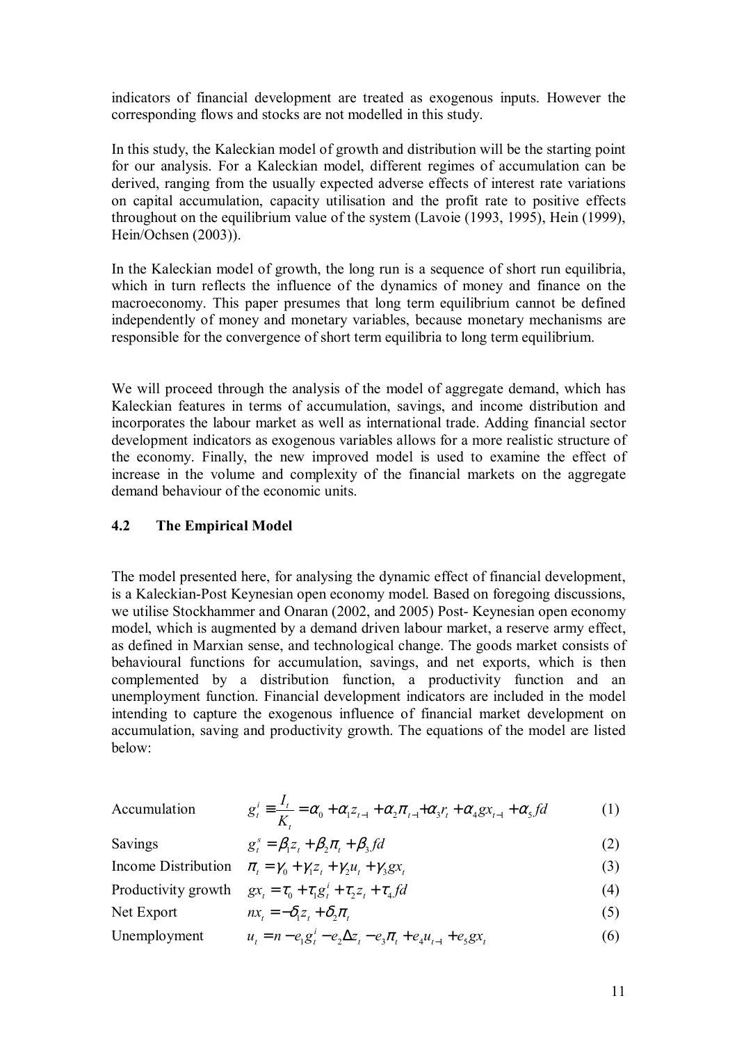indicators of financial development are treated as exogenous inputs. However the corresponding flows and stocks are not modelled in this study.

In this study, the Kaleckian model of growth and distribution will be the starting point for our analysis. For a Kaleckian model, different regimes of accumulation can be derived, ranging from the usually expected adverse effects of interest rate variations on capital accumulation, capacity utilisation and the profit rate to positive effects throughout on the equilibrium value of the system (Lavoie (1993, 1995), Hein (1999), Hein/Ochsen (2003)).

In the Kaleckian model of growth, the long run is a sequence of short run equilibria, which in turn reflects the influence of the dynamics of money and finance on the macroeconomy. This paper presumes that long term equilibrium cannot be defined independently of money and monetary variables, because monetary mechanisms are responsible for the convergence of short term equilibria to long term equilibrium.

We will proceed through the analysis of the model of aggregate demand, which has Kaleckian features in terms of accumulation, savings, and income distribution and incorporates the labour market as well as international trade. Adding financial sector development indicators as exogenous variables allows for a more realistic structure of the economy. Finally, the new improved model is used to examine the effect of increase in the volume and complexity of the financial markets on the aggregate demand behaviour of the economic units.

### 4.2 The Empirical Model

The model presented here, for analysing the dynamic effect of financial development, is a Kaleckian-Post Keynesian open economy model. Based on foregoing discussions, we utilise Stockhammer and Onaran (2002, and 2005) Post- Keynesian open economy model, which is augmented by a demand driven labour market, a reserve army effect, as defined in Marxian sense, and technological change. The goods market consists of behavioural functions for accumulation, savings, and net exports, which is then complemented by a distribution function, a productivity function and an unemployment function. Financial development indicators are included in the model intending to capture the exogenous influence of financial market development on accumulation, saving and productivity growth. The equations of the model are listed below:

Accumulation
$$g_t^i \equiv \frac{I_t}{K_t} = \alpha_0 + \alpha_1 z_{t-1} + \alpha_2 \pi_{t-1} + \alpha_3 r_t + \alpha_4 gx_{t-1} + \alpha_5 fd \tag{1}$$

Savings
$$g_t^s = \beta_1 z_t + \beta_2 \pi_t + \beta_3 fd \tag{2}$$

Income Distribution
$$\pi_t = \gamma_0 + \gamma_1 z_t + \gamma_2 u_t + \gamma_3 gx_t \tag{3}$$

Productivity growth
$$gx_t = \tau_0 + \tau_1 g_t^i + \tau_2 z_t + \tau_4 fd \tag{4}$$

Net Export
$$nx_t = -\delta_1 z_t + \delta_2 \pi_t \tag{5}$$

Unemployment
$$u_t = n - e_1 g_t^i - e_2 \Delta z_t - e_3 \pi_t + e_4 u_{t-1} + e_5 gx_t \tag{6}$$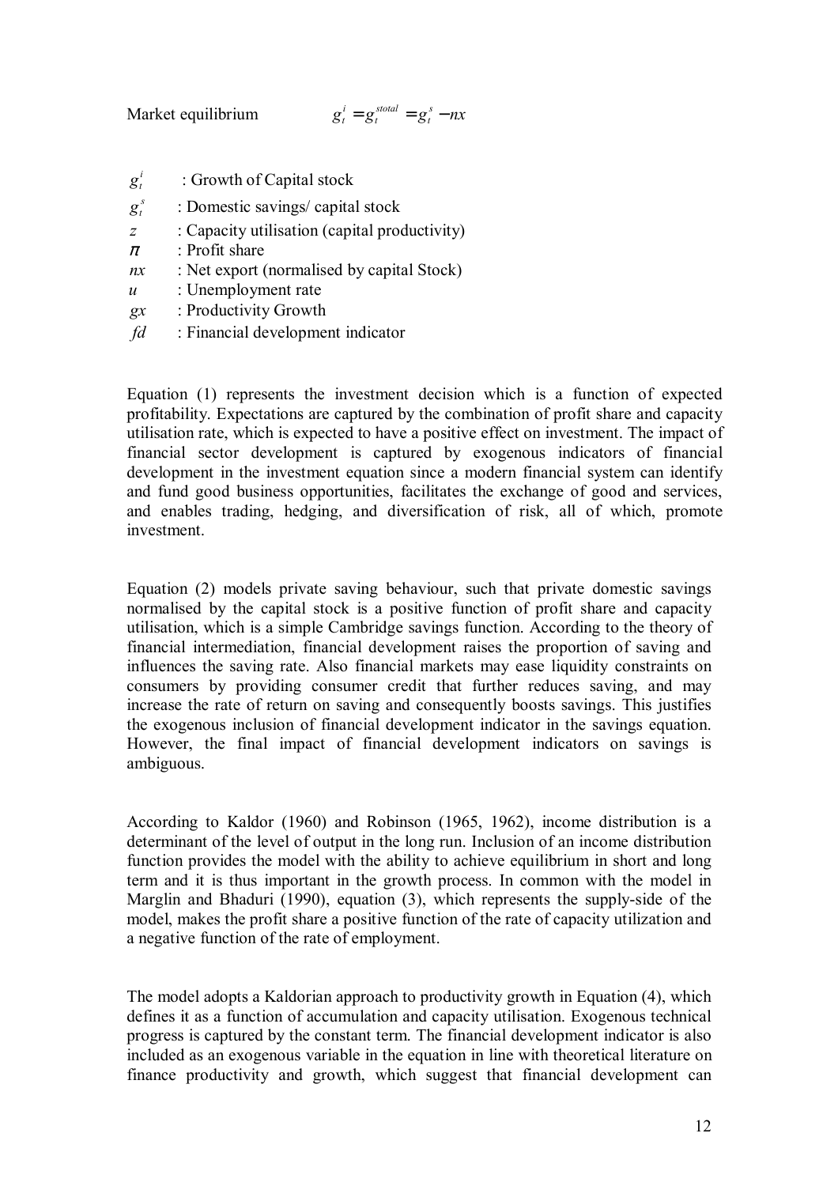Market equilibrium $\quad g_t^i = g_t^{stotal} = g_t^s - nx$

- $g_t^i$ : Growth of Capital stock
- $g_t^s$ : Domestic savings/ capital stock
- $z$ : Capacity utilisation (capital productivity)
- $\pi$ : Profit share
- $nx$ : Net export (normalised by capital Stock)
- $u$ : Unemployment rate
- $gx$ : Productivity Growth
- $fd$ : Financial development indicator

Equation (1) represents the investment decision which is a function of expected profitability. Expectations are captured by the combination of profit share and capacity utilisation rate, which is expected to have a positive effect on investment. The impact of financial sector development is captured by exogenous indicators of financial development in the investment equation since a modern financial system can identify and fund good business opportunities, facilitates the exchange of good and services, and enables trading, hedging, and diversification of risk, all of which, promote investment.

Equation (2) models private saving behaviour, such that private domestic savings normalised by the capital stock is a positive function of profit share and capacity utilisation, which is a simple Cambridge savings function. According to the theory of financial intermediation, financial development raises the proportion of saving and influences the saving rate. Also financial markets may ease liquidity constraints on consumers by providing consumer credit that further reduces saving, and may increase the rate of return on saving and consequently boosts savings. This justifies the exogenous inclusion of financial development indicator in the savings equation. However, the final impact of financial development indicators on savings is ambiguous.

According to Kaldor (1960) and Robinson (1965, 1962), income distribution is a determinant of the level of output in the long run. Inclusion of an income distribution function provides the model with the ability to achieve equilibrium in short and long term and it is thus important in the growth process. In common with the model in Marglin and Bhaduri (1990), equation (3), which represents the supply-side of the model, makes the profit share a positive function of the rate of capacity utilization and a negative function of the rate of employment.

The model adopts a Kaldorian approach to productivity growth in Equation (4), which defines it as a function of accumulation and capacity utilisation. Exogenous technical progress is captured by the constant term. The financial development indicator is also included as an exogenous variable in the equation in line with theoretical literature on finance productivity and growth, which suggest that financial development can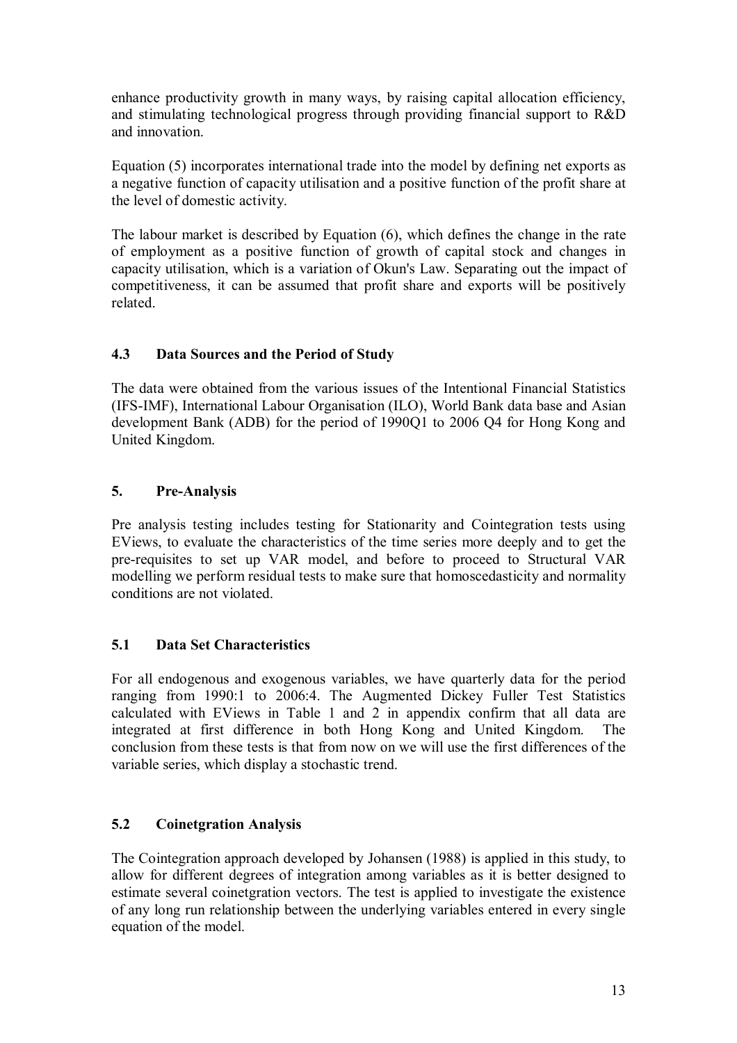enhance productivity growth in many ways, by raising capital allocation efficiency, and stimulating technological progress through providing financial support to R&D and innovation.

Equation (5) incorporates international trade into the model by defining net exports as a negative function of capacity utilisation and a positive function of the profit share at the level of domestic activity.

The labour market is described by Equation (6), which defines the change in the rate of employment as a positive function of growth of capital stock and changes in capacity utilisation, which is a variation of Okun's Law. Separating out the impact of competitiveness, it can be assumed that profit share and exports will be positively related.

### 4.3 Data Sources and the Period of Study

The data were obtained from the various issues of the Intentional Financial Statistics (IFS-IMF), International Labour Organisation (ILO), World Bank data base and Asian development Bank (ADB) for the period of 1990Q1 to 2006 Q4 for Hong Kong and United Kingdom.

## 5. Pre-Analysis

Pre analysis testing includes testing for Stationarity and Cointegration tests using EViews, to evaluate the characteristics of the time series more deeply and to get the pre-requisites to set up VAR model, and before to proceed to Structural VAR modelling we perform residual tests to make sure that homoscedasticity and normality conditions are not violated.

### 5.1 Data Set Characteristics

For all endogenous and exogenous variables, we have quarterly data for the period ranging from 1990:1 to 2006:4. The Augmented Dickey Fuller Test Statistics calculated with EViews in Table 1 and 2 in appendix confirm that all data are integrated at first difference in both Hong Kong and United Kingdom. The conclusion from these tests is that from now on we will use the first differences of the variable series, which display a stochastic trend.

### 5.2 Coinetgration Analysis

The Cointegration approach developed by Johansen (1988) is applied in this study, to allow for different degrees of integration among variables as it is better designed to estimate several coinetgration vectors. The test is applied to investigate the existence of any long run relationship between the underlying variables entered in every single equation of the model.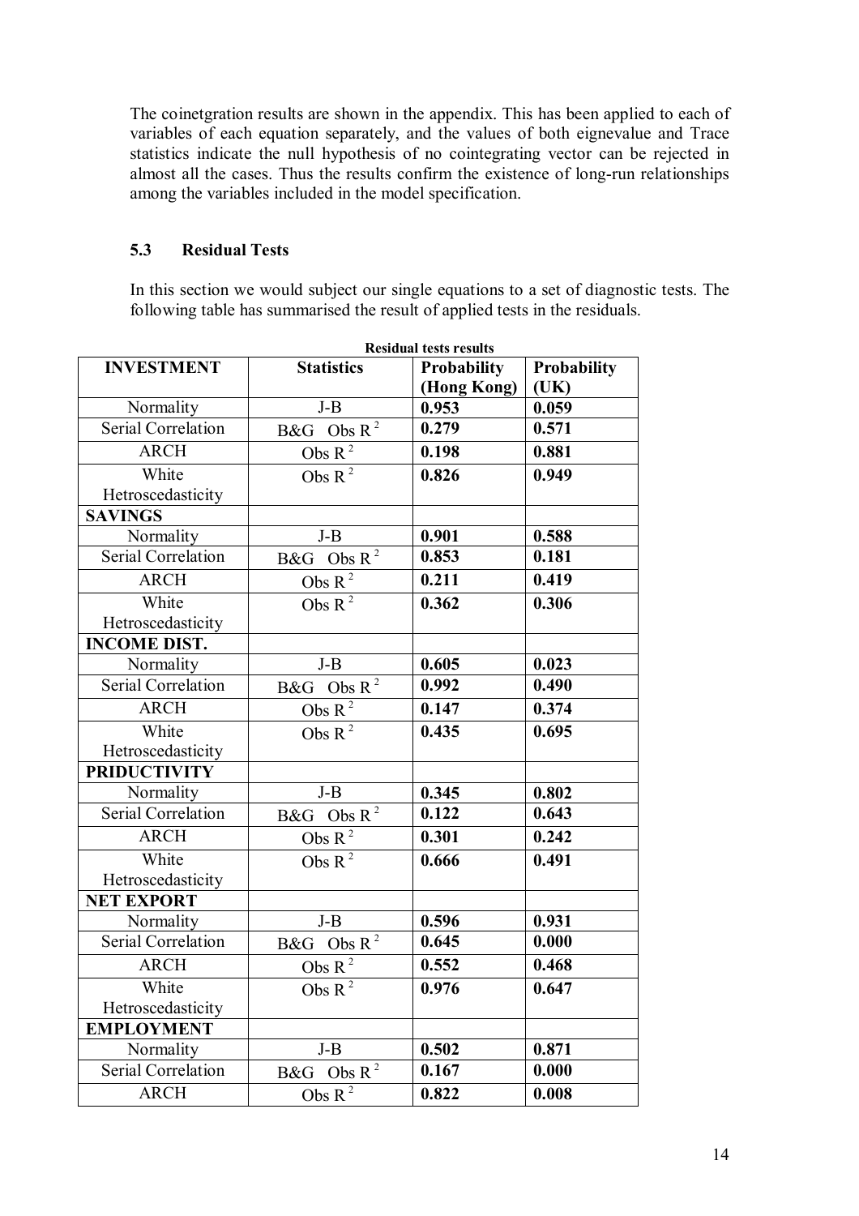The coinetgration results are shown in the appendix. This has been applied to each of variables of each equation separately, and the values of both eignevalue and Trace statistics indicate the null hypothesis of no cointegrating vector can be rejected in almost all the cases. Thus the results confirm the existence of long-run relationships among the variables included in the model specification.

### 5.3 Residual Tests

In this section we would subject our single equations to a set of diagnostic tests. The following table has summarised the result of applied tests in the residuals.

**Residual tests results**

| **INVESTMENT** | **Statistics** | **Probability (Hong Kong)** | **Probability (UK)** |
|---|---|---|---|
| Normality | J-B | **0.953** | **0.059** |
| Serial Correlation | B&G Obs $R^2$ | **0.279** | **0.571** |
| ARCH | Obs $R^2$ | **0.198** | **0.881** |
| White Hetroscedasticity | Obs $R^2$ | **0.826** | **0.949** |
| **SAVINGS** | | | |
| Normality | J-B | **0.901** | **0.588** |
| Serial Correlation | B&G Obs $R^2$ | **0.853** | **0.181** |
| ARCH | Obs $R^2$ | **0.211** | **0.419** |
| White Hetroscedasticity | Obs $R^2$ | **0.362** | **0.306** |
| **INCOME DIST.** | | | |
| Normality | J-B | **0.605** | **0.023** |
| Serial Correlation | B&G Obs $R^2$ | **0.992** | **0.490** |
| ARCH | Obs $R^2$ | **0.147** | **0.374** |
| White Hetroscedasticity | Obs $R^2$ | **0.435** | **0.695** |
| **PRIDUCTIVITY** | | | |
| Normality | J-B | **0.345** | **0.802** |
| Serial Correlation | B&G Obs $R^2$ | **0.122** | **0.643** |
| ARCH | Obs $R^2$ | **0.301** | **0.242** |
| White Hetroscedasticity | Obs $R^2$ | **0.666** | **0.491** |
| **NET EXPORT** | | | |
| Normality | J-B | **0.596** | **0.931** |
| Serial Correlation | B&G Obs $R^2$ | **0.645** | **0.000** |
| ARCH | Obs $R^2$ | **0.552** | **0.468** |
| White Hetroscedasticity | Obs $R^2$ | **0.976** | **0.647** |
| **EMPLOYMENT** | | | |
| Normality | J-B | **0.502** | **0.871** |
| Serial Correlation | B&G Obs $R^2$ | **0.167** | **0.000** |
| ARCH | Obs $R^2$ | **0.822** | **0.008** |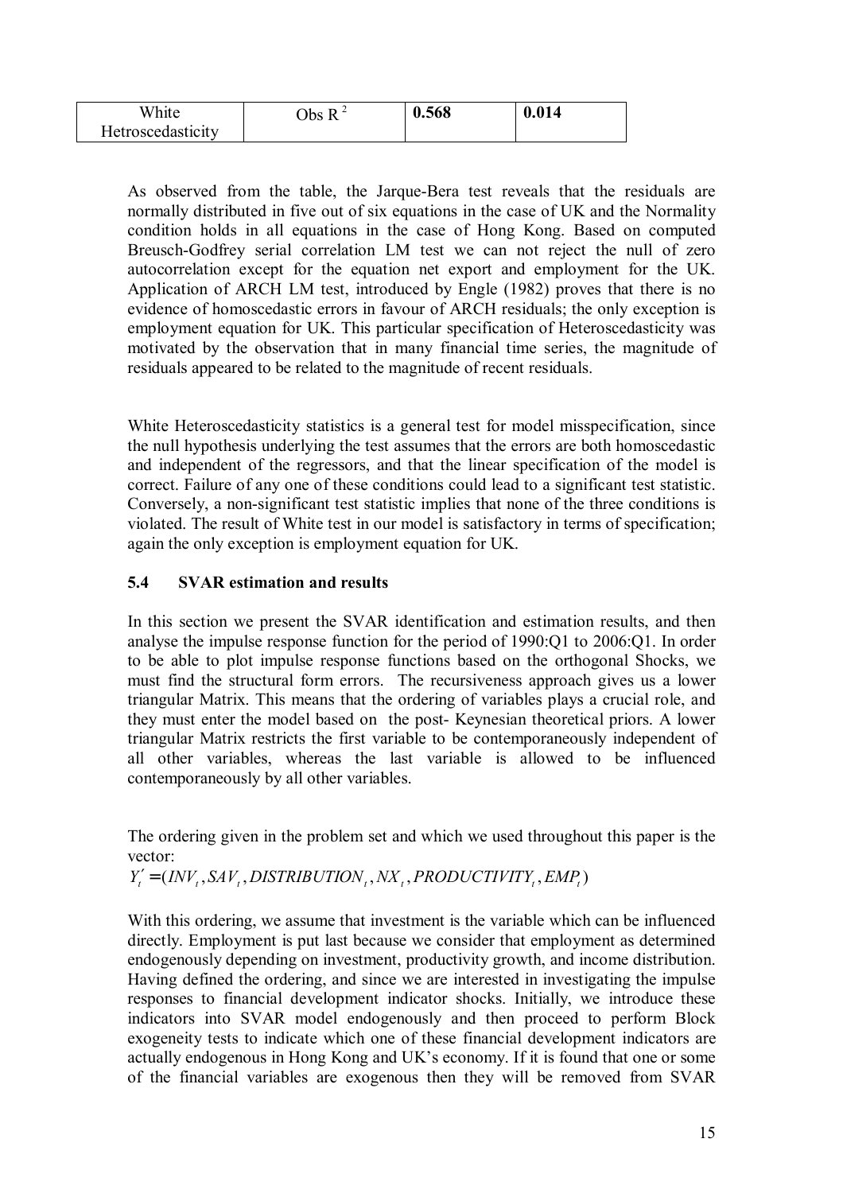| White Hetroscedasticity | Obs $R^2$ | **0.568** | **0.014** |
|---|---|---|---|

As observed from the table, the Jarque-Bera test reveals that the residuals are normally distributed in five out of six equations in the case of UK and the Normality condition holds in all equations in the case of Hong Kong. Based on computed Breusch-Godfrey serial correlation LM test we can not reject the null of zero autocorrelation except for the equation net export and employment for the UK. Application of ARCH LM test, introduced by Engle (1982) proves that there is no evidence of homoscedastic errors in favour of ARCH residuals; the only exception is employment equation for UK. This particular specification of Heteroscedasticity was motivated by the observation that in many financial time series, the magnitude of residuals appeared to be related to the magnitude of recent residuals.

White Heteroscedasticity statistics is a general test for model misspecification, since the null hypothesis underlying the test assumes that the errors are both homoscedastic and independent of the regressors, and that the linear specification of the model is correct. Failure of any one of these conditions could lead to a significant test statistic. Conversely, a non-significant test statistic implies that none of the three conditions is violated. The result of White test in our model is satisfactory in terms of specification; again the only exception is employment equation for UK.

### 5.4 SVAR estimation and results

In this section we present the SVAR identification and estimation results, and then analyse the impulse response function for the period of 1990:Q1 to 2006:Q1. In order to be able to plot impulse response functions based on the orthogonal Shocks, we must find the structural form errors. The recursiveness approach gives us a lower triangular Matrix. This means that the ordering of variables plays a crucial role, and they must enter the model based on the post- Keynesian theoretical priors. A lower triangular Matrix restricts the first variable to be contemporaneously independent of all other variables, whereas the last variable is allowed to be influenced contemporaneously by all other variables.

The ordering given in the problem set and which we used throughout this paper is the vector:

$Y_t' = (INV_t, SAV_t, DISTRIBUTION_t, NX_t, PRODUCTIVITY_t, EMP_t)$

With this ordering, we assume that investment is the variable which can be influenced directly. Employment is put last because we consider that employment as determined endogenously depending on investment, productivity growth, and income distribution. Having defined the ordering, and since we are interested in investigating the impulse responses to financial development indicator shocks. Initially, we introduce these indicators into SVAR model endogenously and then proceed to perform Block exogeneity tests to indicate which one of these financial development indicators are actually endogenous in Hong Kong and UK's economy. If it is found that one or some of the financial variables are exogenous then they will be removed from SVAR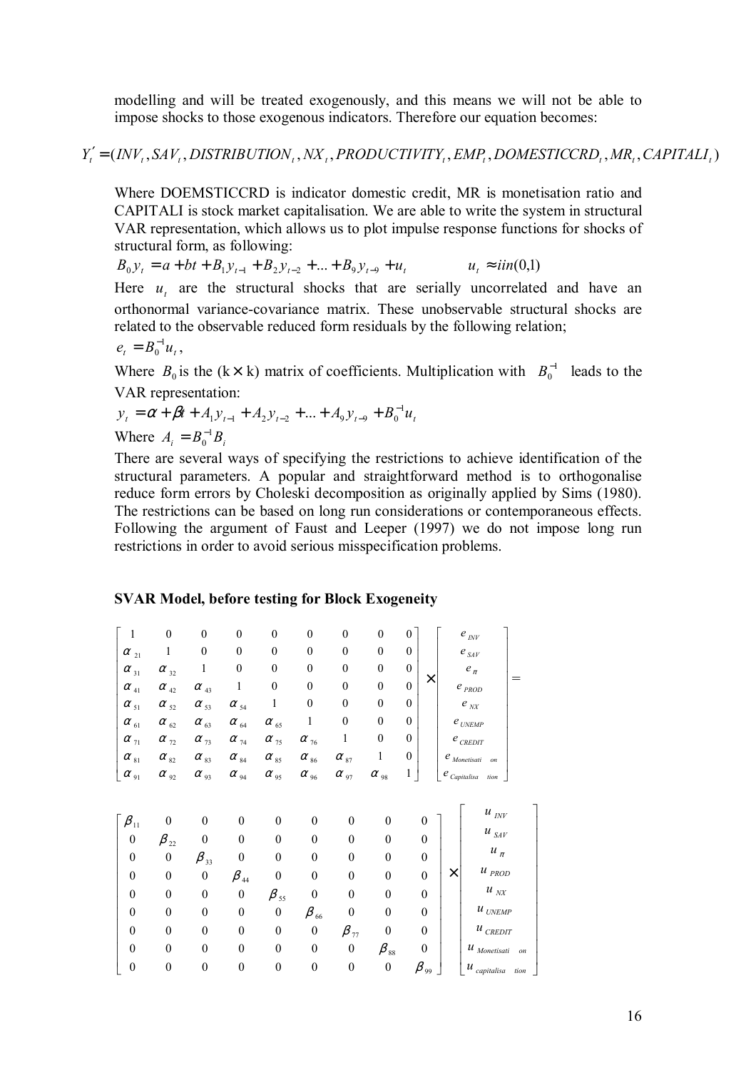modelling and will be treated exogenously, and this means we will not be able to impose shocks to those exogenous indicators. Therefore our equation becomes:

$$Y_t' = (INV_t, SAV_t, DISTRIBUTION_t, NX_t, PRODUCTIVITY_t, EMP_t, DOMESTICCRD_t, MR_t, CAPITALI_t)$$

Where DOEMSTICCRD is indicator domestic credit, MR is monetisation ratio and CAPITALI is stock market capitalisation. We are able to write the system in structural VAR representation, which allows us to plot impulse response functions for shocks of structural form, as following:

$$B_0 y_t = a + bt + B_1 y_{t-1} + B_2 y_{t-2} + ... + B_9 y_{t-9} + u_t \qquad u_t \approx iin(0,1)$$

Here $u_t$ are the structural shocks that are serially uncorrelated and have an orthonormal variance-covariance matrix. These unobservable structural shocks are related to the observable reduced form residuals by the following relation;

$$e_t = B_0^{-1} u_t,$$

Where $B_0$ is the (k × k) matrix of coefficients. Multiplication with $B_0^{-1}$ leads to the VAR representation:

$$y_t = \alpha + \beta t + A_1 y_{t-1} + A_2 y_{t-2} + ... + A_9 y_{t-9} + B_0^{-1} u_t$$

Where $A_i = B_0^{-1} B_i$

There are several ways of specifying the restrictions to achieve identification of the structural parameters. A popular and straightforward method is to orthogonalise reduce form errors by Choleski decomposition as originally applied by Sims (1980). The restrictions can be based on long run considerations or contemporaneous effects. Following the argument of Faust and Leeper (1997) we do not impose long run restrictions in order to avoid serious misspecification problems.

**SVAR Model, before testing for Block Exogeneity**

$$\begin{bmatrix} 1 & 0 & 0 & 0 & 0 & 0 & 0 & 0 & 0 \\ \alpha_{21} & 1 & 0 & 0 & 0 & 0 & 0 & 0 & 0 \\ \alpha_{31} & \alpha_{32} & 1 & 0 & 0 & 0 & 0 & 0 & 0 \\ \alpha_{41} & \alpha_{42} & \alpha_{43} & 1 & 0 & 0 & 0 & 0 & 0 \\ \alpha_{51} & \alpha_{52} & \alpha_{53} & \alpha_{54} & 1 & 0 & 0 & 0 & 0 \\ \alpha_{61} & \alpha_{62} & \alpha_{63} & \alpha_{64} & \alpha_{65} & 1 & 0 & 0 & 0 \\ \alpha_{71} & \alpha_{72} & \alpha_{73} & \alpha_{74} & \alpha_{75} & \alpha_{76} & 1 & 0 & 0 \\ \alpha_{81} & \alpha_{82} & \alpha_{83} & \alpha_{84} & \alpha_{85} & \alpha_{86} & \alpha_{87} & 1 & 0 \\ \alpha_{91} & \alpha_{92} & \alpha_{93} & \alpha_{94} & \alpha_{95} & \alpha_{96} & \alpha_{97} & \alpha_{98} & 1 \end{bmatrix} \times \begin{bmatrix} e_{INV} \\ e_{SAV} \\ e_{\pi} \\ e_{PROD} \\ e_{NX} \\ e_{UNEMP} \\ e_{CREDIT} \\ e_{Monetisation} \\ e_{Capitalisation} \end{bmatrix} =$$

$$\begin{bmatrix} \beta_{11} & 0 & 0 & 0 & 0 & 0 & 0 & 0 & 0 \\ 0 & \beta_{22} & 0 & 0 & 0 & 0 & 0 & 0 & 0 \\ 0 & 0 & \beta_{33} & 0 & 0 & 0 & 0 & 0 & 0 \\ 0 & 0 & 0 & \beta_{44} & 0 & 0 & 0 & 0 & 0 \\ 0 & 0 & 0 & 0 & \beta_{55} & 0 & 0 & 0 & 0 \\ 0 & 0 & 0 & 0 & 0 & \beta_{66} & 0 & 0 & 0 \\ 0 & 0 & 0 & 0 & 0 & 0 & \beta_{77} & 0 & 0 \\ 0 & 0 & 0 & 0 & 0 & 0 & 0 & \beta_{88} & 0 \\ 0 & 0 & 0 & 0 & 0 & 0 & 0 & 0 & \beta_{99} \end{bmatrix} \times \begin{bmatrix} u_{INV} \\ u_{SAV} \\ u_{\pi} \\ u_{PROD} \\ u_{NX} \\ u_{UNEMP} \\ u_{CREDIT} \\ u_{Monetisation} \\ u_{capitalisation} \end{bmatrix}$$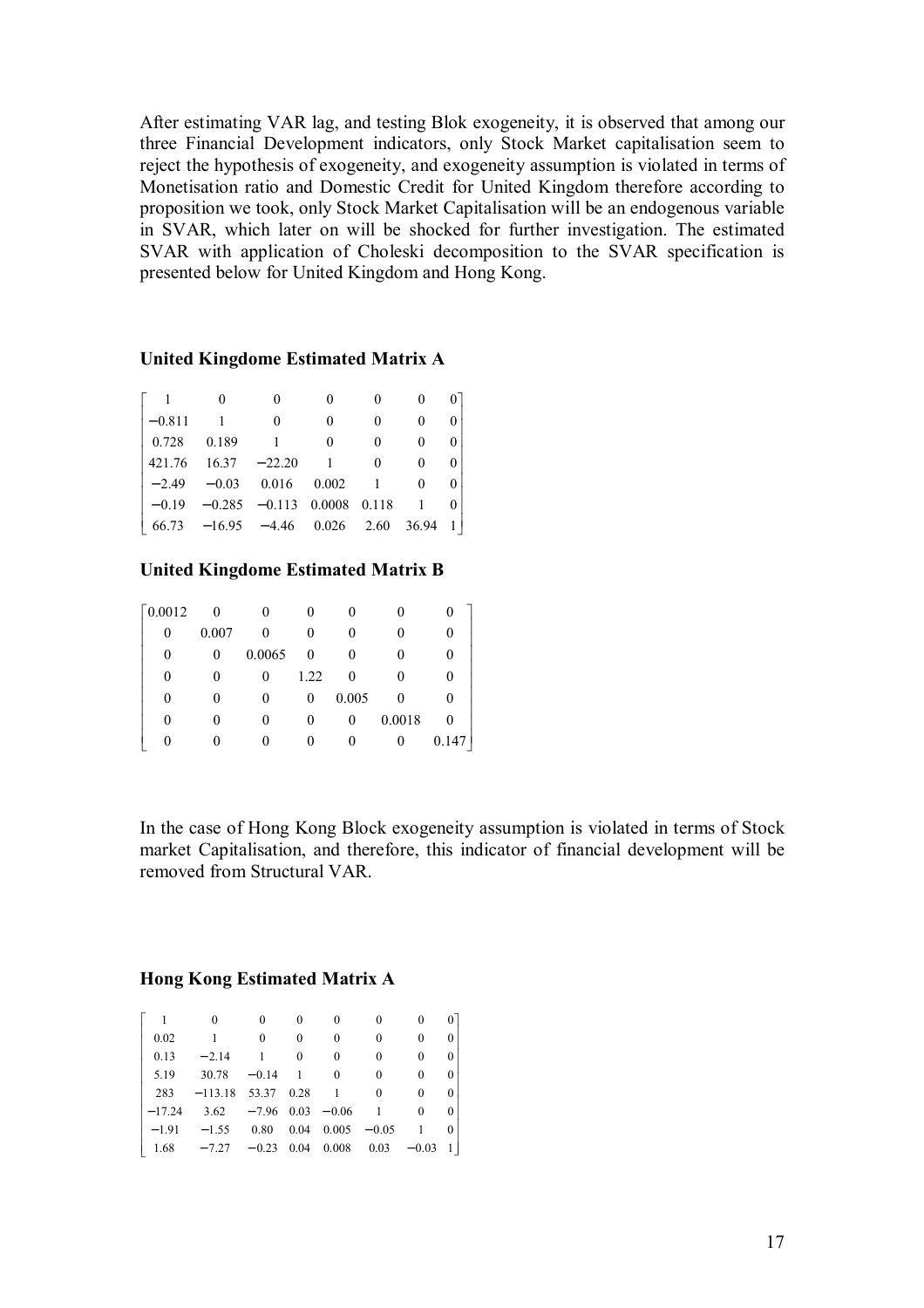After estimating VAR lag, and testing Blok exogeneity, it is observed that among our three Financial Development indicators, only Stock Market capitalisation seem to reject the hypothesis of exogeneity, and exogeneity assumption is violated in terms of Monetisation ratio and Domestic Credit for United Kingdom therefore according to proposition we took, only Stock Market Capitalisation will be an endogenous variable in SVAR, which later on will be shocked for further investigation. The estimated SVAR with application of Choleski decomposition to the SVAR specification is presented below for United Kingdom and Hong Kong.

**United Kingdome Estimated Matrix A**

$$
\begin{bmatrix}
1 & 0 & 0 & 0 & 0 & 0 & 0 \\
-0.811 & 1 & 0 & 0 & 0 & 0 & 0 \\
0.728 & 0.189 & 1 & 0 & 0 & 0 & 0 \\
421.76 & 16.37 & -22.20 & 1 & 0 & 0 & 0 \\
-2.49 & -0.03 & 0.016 & 0.002 & 1 & 0 & 0 \\
-0.19 & -0.285 & -0.113 & 0.0008 & 0.118 & 1 & 0 \\
66.73 & -16.95 & -4.46 & 0.026 & 2.60 & 36.94 & 1
\end{bmatrix}
$$

**United Kingdome Estimated Matrix B**

$$
\begin{bmatrix}
0.0012 & 0 & 0 & 0 & 0 & 0 & 0 \\
0 & 0.007 & 0 & 0 & 0 & 0 & 0 \\
0 & 0 & 0.0065 & 0 & 0 & 0 & 0 \\
0 & 0 & 0 & 1.22 & 0 & 0 & 0 \\
0 & 0 & 0 & 0 & 0.005 & 0 & 0 \\
0 & 0 & 0 & 0 & 0 & 0.0018 & 0 \\
0 & 0 & 0 & 0 & 0 & 0 & 0.147
\end{bmatrix}
$$

In the case of Hong Kong Block exogeneity assumption is violated in terms of Stock market Capitalisation, and therefore, this indicator of financial development will be removed from Structural VAR.

**Hong Kong Estimated Matrix A**

$$
\begin{bmatrix}
1 & 0 & 0 & 0 & 0 & 0 & 0 & 0 \\
0.02 & 1 & 0 & 0 & 0 & 0 & 0 & 0 \\
0.13 & -2.14 & 1 & 0 & 0 & 0 & 0 & 0 \\
5.19 & 30.78 & -0.14 & 1 & 0 & 0 & 0 & 0 \\
283 & -113.18 & 53.37 & 0.28 & 1 & 0 & 0 & 0 \\
-17.24 & 3.62 & -7.96 & 0.03 & -0.06 & 1 & 0 & 0 \\
-1.91 & -1.55 & 0.80 & 0.04 & 0.005 & -0.05 & 1 & 0 \\
1.68 & -7.27 & -0.23 & 0.04 & 0.008 & 0.03 & -0.03 & 1
\end{bmatrix}
$$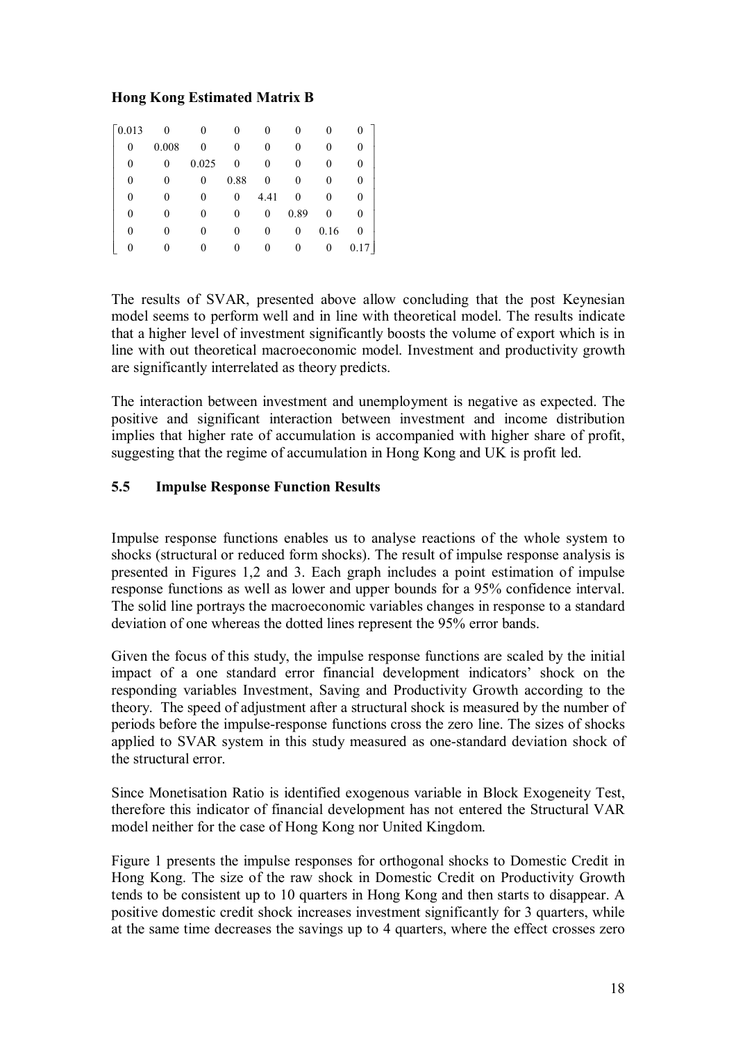**Hong Kong Estimated Matrix B**

$$
\begin{bmatrix}
0.013 & 0 & 0 & 0 & 0 & 0 & 0 & 0 \\
0 & 0.008 & 0 & 0 & 0 & 0 & 0 & 0 \\
0 & 0 & 0.025 & 0 & 0 & 0 & 0 & 0 \\
0 & 0 & 0 & 0.88 & 0 & 0 & 0 & 0 \\
0 & 0 & 0 & 0 & 4.41 & 0 & 0 & 0 \\
0 & 0 & 0 & 0 & 0 & 0.89 & 0 & 0 \\
0 & 0 & 0 & 0 & 0 & 0 & 0.16 & 0 \\
0 & 0 & 0 & 0 & 0 & 0 & 0 & 0.17
\end{bmatrix}
$$

The results of SVAR, presented above allow concluding that the post Keynesian model seems to perform well and in line with theoretical model. The results indicate that a higher level of investment significantly boosts the volume of export which is in line with out theoretical macroeconomic model. Investment and productivity growth are significantly interrelated as theory predicts.

The interaction between investment and unemployment is negative as expected. The positive and significant interaction between investment and income distribution implies that higher rate of accumulation is accompanied with higher share of profit, suggesting that the regime of accumulation in Hong Kong and UK is profit led.

## 5.5 Impulse Response Function Results

Impulse response functions enables us to analyse reactions of the whole system to shocks (structural or reduced form shocks). The result of impulse response analysis is presented in Figures 1,2 and 3. Each graph includes a point estimation of impulse response functions as well as lower and upper bounds for a 95% confidence interval. The solid line portrays the macroeconomic variables changes in response to a standard deviation of one whereas the dotted lines represent the 95% error bands.

Given the focus of this study, the impulse response functions are scaled by the initial impact of a one standard error financial development indicators' shock on the responding variables Investment, Saving and Productivity Growth according to the theory. The speed of adjustment after a structural shock is measured by the number of periods before the impulse-response functions cross the zero line. The sizes of shocks applied to SVAR system in this study measured as one-standard deviation shock of the structural error.

Since Monetisation Ratio is identified exogenous variable in Block Exogeneity Test, therefore this indicator of financial development has not entered the Structural VAR model neither for the case of Hong Kong nor United Kingdom.

Figure 1 presents the impulse responses for orthogonal shocks to Domestic Credit in Hong Kong. The size of the raw shock in Domestic Credit on Productivity Growth tends to be consistent up to 10 quarters in Hong Kong and then starts to disappear. A positive domestic credit shock increases investment significantly for 3 quarters, while at the same time decreases the savings up to 4 quarters, where the effect crosses zero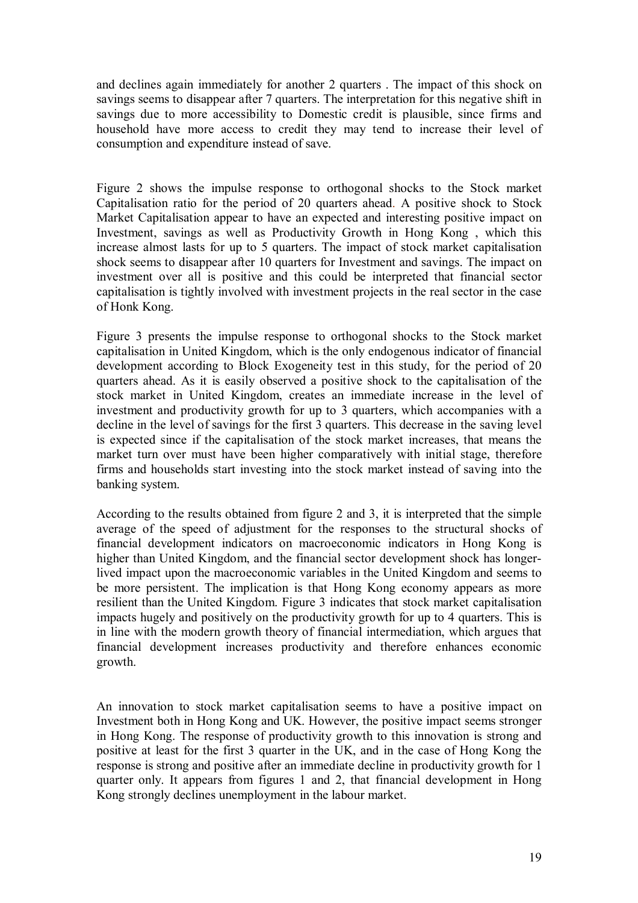and declines again immediately for another 2 quarters . The impact of this shock on savings seems to disappear after 7 quarters. The interpretation for this negative shift in savings due to more accessibility to Domestic credit is plausible, since firms and household have more access to credit they may tend to increase their level of consumption and expenditure instead of save.

Figure 2 shows the impulse response to orthogonal shocks to the Stock market Capitalisation ratio for the period of 20 quarters ahead. A positive shock to Stock Market Capitalisation appear to have an expected and interesting positive impact on Investment, savings as well as Productivity Growth in Hong Kong , which this increase almost lasts for up to 5 quarters. The impact of stock market capitalisation shock seems to disappear after 10 quarters for Investment and savings. The impact on investment over all is positive and this could be interpreted that financial sector capitalisation is tightly involved with investment projects in the real sector in the case of Honk Kong.

Figure 3 presents the impulse response to orthogonal shocks to the Stock market capitalisation in United Kingdom, which is the only endogenous indicator of financial development according to Block Exogeneity test in this study, for the period of 20 quarters ahead. As it is easily observed a positive shock to the capitalisation of the stock market in United Kingdom, creates an immediate increase in the level of investment and productivity growth for up to 3 quarters, which accompanies with a decline in the level of savings for the first 3 quarters. This decrease in the saving level is expected since if the capitalisation of the stock market increases, that means the market turn over must have been higher comparatively with initial stage, therefore firms and households start investing into the stock market instead of saving into the banking system.

According to the results obtained from figure 2 and 3, it is interpreted that the simple average of the speed of adjustment for the responses to the structural shocks of financial development indicators on macroeconomic indicators in Hong Kong is higher than United Kingdom, and the financial sector development shock has longer-lived impact upon the macroeconomic variables in the United Kingdom and seems to be more persistent. The implication is that Hong Kong economy appears as more resilient than the United Kingdom. Figure 3 indicates that stock market capitalisation impacts hugely and positively on the productivity growth for up to 4 quarters. This is in line with the modern growth theory of financial intermediation, which argues that financial development increases productivity and therefore enhances economic growth.

An innovation to stock market capitalisation seems to have a positive impact on Investment both in Hong Kong and UK. However, the positive impact seems stronger in Hong Kong. The response of productivity growth to this innovation is strong and positive at least for the first 3 quarter in the UK, and in the case of Hong Kong the response is strong and positive after an immediate decline in productivity growth for 1 quarter only. It appears from figures 1 and 2, that financial development in Hong Kong strongly declines unemployment in the labour market.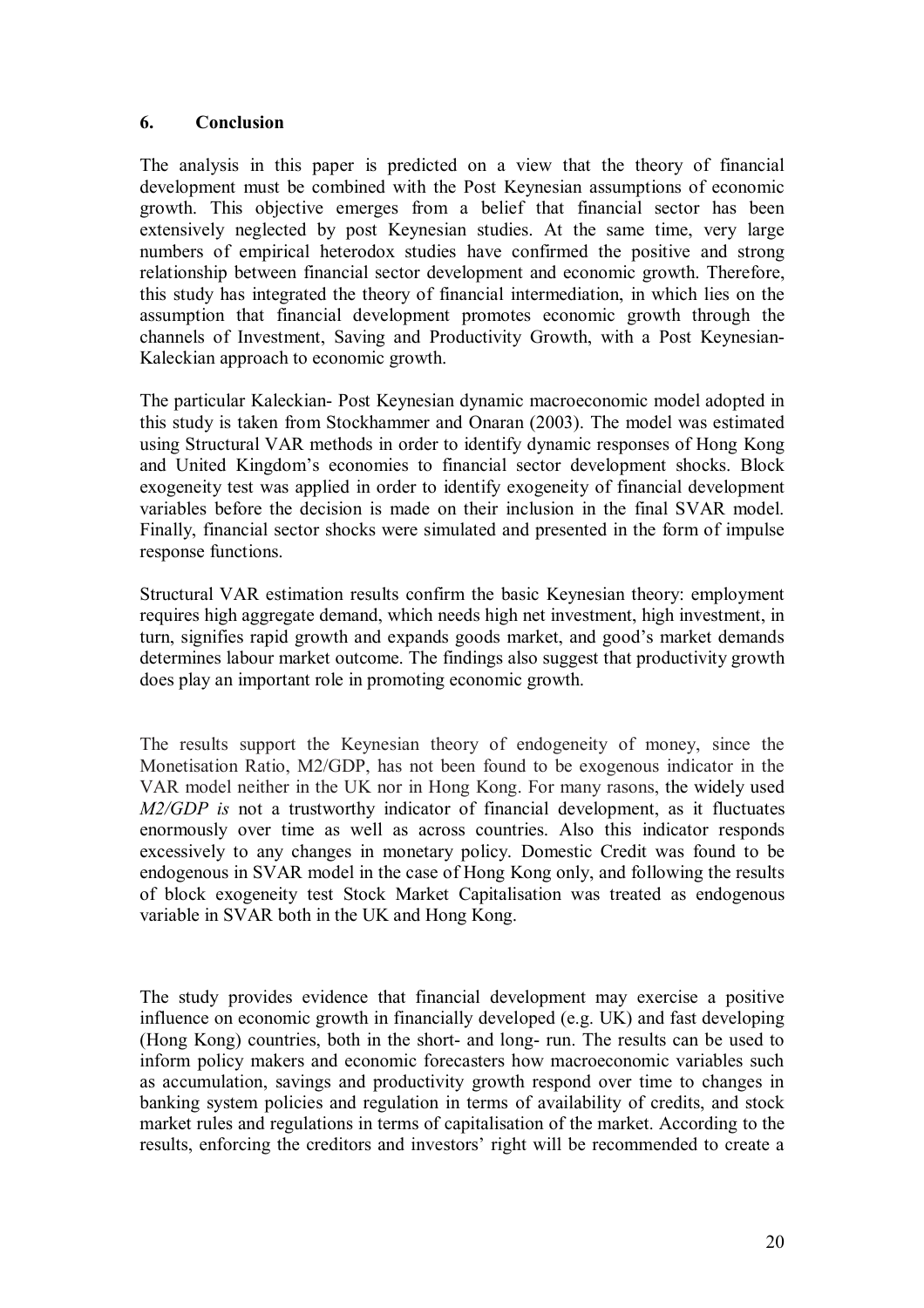## 6. Conclusion

The analysis in this paper is predicted on a view that the theory of financial development must be combined with the Post Keynesian assumptions of economic growth. This objective emerges from a belief that financial sector has been extensively neglected by post Keynesian studies. At the same time, very large numbers of empirical heterodox studies have confirmed the positive and strong relationship between financial sector development and economic growth. Therefore, this study has integrated the theory of financial intermediation, in which lies on the assumption that financial development promotes economic growth through the channels of Investment, Saving and Productivity Growth, with a Post Keynesian-Kaleckian approach to economic growth.

The particular Kaleckian- Post Keynesian dynamic macroeconomic model adopted in this study is taken from Stockhammer and Onaran (2003). The model was estimated using Structural VAR methods in order to identify dynamic responses of Hong Kong and United Kingdom's economies to financial sector development shocks. Block exogeneity test was applied in order to identify exogeneity of financial development variables before the decision is made on their inclusion in the final SVAR model. Finally, financial sector shocks were simulated and presented in the form of impulse response functions.

Structural VAR estimation results confirm the basic Keynesian theory: employment requires high aggregate demand, which needs high net investment, high investment, in turn, signifies rapid growth and expands goods market, and good's market demands determines labour market outcome. The findings also suggest that productivity growth does play an important role in promoting economic growth.

The results support the Keynesian theory of endogeneity of money, since the Monetisation Ratio, M2/GDP, has not been found to be exogenous indicator in the VAR model neither in the UK nor in Hong Kong. For many rasons, the widely used *M2/GDP is* not a trustworthy indicator of financial development, as it fluctuates enormously over time as well as across countries. Also this indicator responds excessively to any changes in monetary policy. Domestic Credit was found to be endogenous in SVAR model in the case of Hong Kong only, and following the results of block exogeneity test Stock Market Capitalisation was treated as endogenous variable in SVAR both in the UK and Hong Kong.

The study provides evidence that financial development may exercise a positive influence on economic growth in financially developed (e.g. UK) and fast developing (Hong Kong) countries, both in the short- and long- run. The results can be used to inform policy makers and economic forecasters how macroeconomic variables such as accumulation, savings and productivity growth respond over time to changes in banking system policies and regulation in terms of availability of credits, and stock market rules and regulations in terms of capitalisation of the market. According to the results, enforcing the creditors and investors' right will be recommended to create a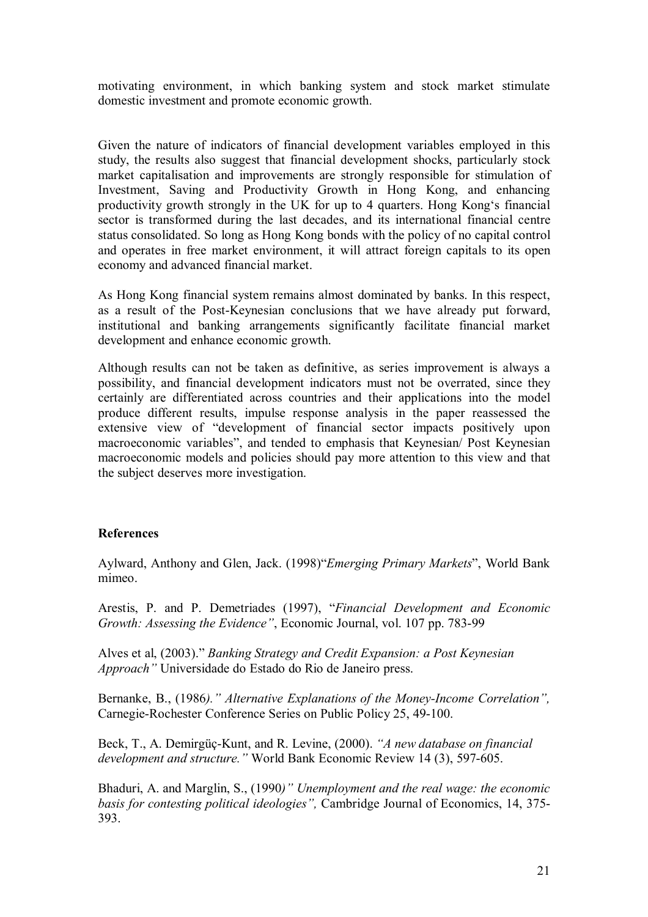motivating environment, in which banking system and stock market stimulate domestic investment and promote economic growth.

Given the nature of indicators of financial development variables employed in this study, the results also suggest that financial development shocks, particularly stock market capitalisation and improvements are strongly responsible for stimulation of Investment, Saving and Productivity Growth in Hong Kong, and enhancing productivity growth strongly in the UK for up to 4 quarters. Hong Kong's financial sector is transformed during the last decades, and its international financial centre status consolidated. So long as Hong Kong bonds with the policy of no capital control and operates in free market environment, it will attract foreign capitals to its open economy and advanced financial market.

As Hong Kong financial system remains almost dominated by banks. In this respect, as a result of the Post-Keynesian conclusions that we have already put forward, institutional and banking arrangements significantly facilitate financial market development and enhance economic growth.

Although results can not be taken as definitive, as series improvement is always a possibility, and financial development indicators must not be overrated, since they certainly are differentiated across countries and their applications into the model produce different results, impulse response analysis in the paper reassessed the extensive view of "development of financial sector impacts positively upon macroeconomic variables", and tended to emphasis that Keynesian/ Post Keynesian macroeconomic models and policies should pay more attention to this view and that the subject deserves more investigation.

**References**

Aylward, Anthony and Glen, Jack. (1998)"*Emerging Primary Markets*", World Bank mimeo.

Arestis, P. and P. Demetriades (1997), "*Financial Development and Economic Growth: Assessing the Evidence"*, Economic Journal, vol. 107 pp. 783-99

Alves et al, (2003)." *Banking Strategy and Credit Expansion: a Post Keynesian Approach"* Universidade do Estado do Rio de Janeiro press.

Bernanke, B., (1986*)." Alternative Explanations of the Money-Income Correlation",* Carnegie-Rochester Conference Series on Public Policy 25, 49-100.

Beck, T., A. Demirgüç-Kunt, and R. Levine, (2000). *"A new database on financial development and structure."* World Bank Economic Review 14 (3), 597-605.

Bhaduri, A. and Marglin, S., (1990*)" Unemployment and the real wage: the economic basis for contesting political ideologies",* Cambridge Journal of Economics, 14, 375-393.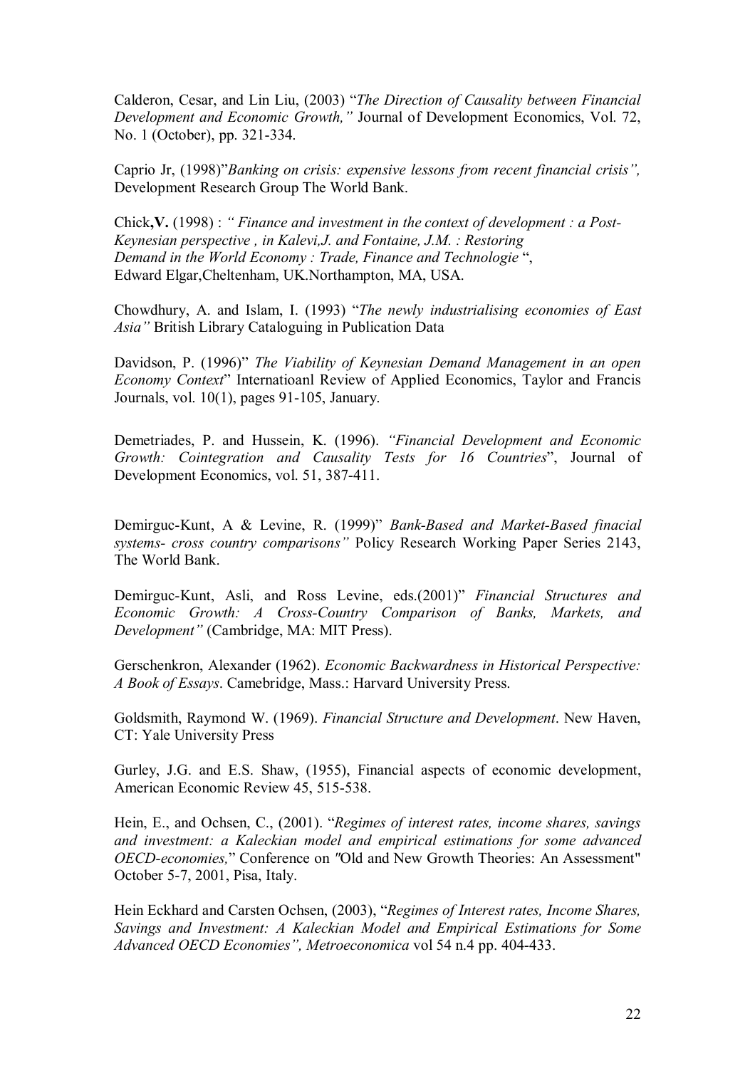Calderon, Cesar, and Lin Liu, (2003) "*The Direction of Causality between Financial Development and Economic Growth,"* Journal of Development Economics, Vol. 72, No. 1 (October), pp. 321-334.

Caprio Jr, (1998)"*Banking on crisis: expensive lessons from recent financial crisis",* Development Research Group The World Bank.

Chick**,V.** (1998) : *" Finance and investment in the context of development : a Post-Keynesian perspective , in Kalevi,J. and Fontaine, J.M. : Restoring Demand in the World Economy : Trade, Finance and Technologie* ", Edward Elgar,Cheltenham, UK.Northampton, MA, USA.

Chowdhury, A. and Islam, I. (1993) "*The newly industrialising economies of East Asia"* British Library Cataloguing in Publication Data

Davidson, P. (1996)" *The Viability of Keynesian Demand Management in an open Economy Context*" Internatioanl Review of Applied Economics, Taylor and Francis Journals, vol. 10(1), pages 91-105, January.

Demetriades, P. and Hussein, K. (1996). *"Financial Development and Economic Growth: Cointegration and Causality Tests for 16 Countries*", Journal of Development Economics, vol. 51, 387-411.

Demirguc-Kunt, A & Levine, R. (1999)" *Bank-Based and Market-Based finacial systems- cross country comparisons"* Policy Research Working Paper Series 2143, The World Bank.

Demirguc-Kunt, Asli, and Ross Levine, eds.(2001)" *Financial Structures and Economic Growth: A Cross-Country Comparison of Banks, Markets, and Development"* (Cambridge, MA: MIT Press).

Gerschenkron, Alexander (1962). *Economic Backwardness in Historical Perspective: A Book of Essays*. Camebridge, Mass.: Harvard University Press.

Goldsmith, Raymond W. (1969). *Financial Structure and Development*. New Haven, CT: Yale University Press

Gurley, J.G. and E.S. Shaw, (1955), Financial aspects of economic development, American Economic Review 45, 515-538.

Hein, E., and Ochsen, C., (2001). "*Regimes of interest rates, income shares, savings and investment: a Kaleckian model and empirical estimations for some advanced OECD-economies,*" Conference on "Old and New Growth Theories: An Assessment" October 5-7, 2001, Pisa, Italy.

Hein Eckhard and Carsten Ochsen, (2003), "*Regimes of Interest rates, Income Shares, Savings and Investment: A Kaleckian Model and Empirical Estimations for Some Advanced OECD Economies", Metroeconomica* vol 54 n.4 pp. 404-433.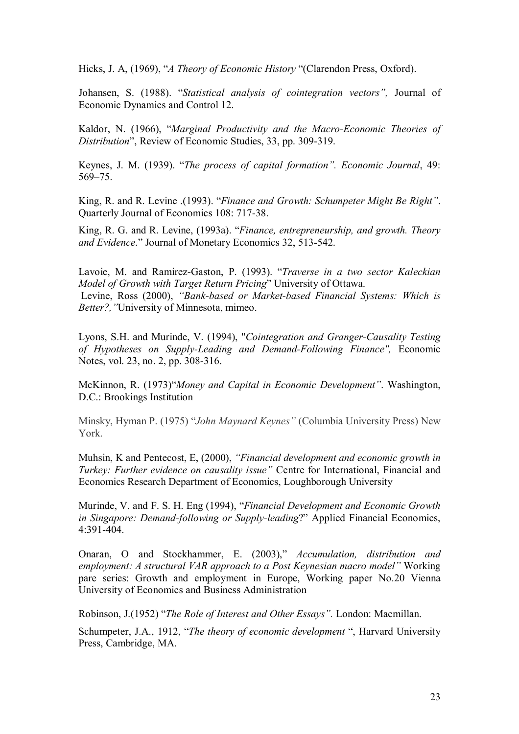Hicks, J. A, (1969), "*A Theory of Economic History* "(Clarendon Press, Oxford).

Johansen, S. (1988). "*Statistical analysis of cointegration vectors",* Journal of Economic Dynamics and Control 12.

Kaldor, N. (1966), "*Marginal Productivity and the Macro-Economic Theories of Distribution*", Review of Economic Studies, 33, pp. 309-319.

Keynes, J. M. (1939). "*The process of capital formation". Economic Journal*, 49: 569–75.

King, R. and R. Levine .(1993). "*Finance and Growth: Schumpeter Might Be Right"*. Quarterly Journal of Economics 108: 717-38.

King, R. G. and R. Levine, (1993a). "*Finance, entrepreneurship, and growth. Theory and Evidence*." Journal of Monetary Economics 32, 513-542.

Lavoie, M. and Ramirez-Gaston, P. (1993). "*Traverse in a two sector Kaleckian Model of Growth with Target Return Pricing*" University of Ottawa.

Levine, Ross (2000), *"Bank-based or Market-based Financial Systems: Which is Better?,"*University of Minnesota, mimeo.

Lyons, S.H. and Murinde, V. (1994), "*Cointegration and Granger-Causality Testing of Hypotheses on Supply-Leading and Demand-Following Finance",* Economic Notes, vol. 23, no. 2, pp. 308-316.

McKinnon, R. (1973)"*Money and Capital in Economic Development"*. Washington, D.C.: Brookings Institution

Minsky, Hyman P. (1975) "*John Maynard Keynes"* (Columbia University Press) New York.

Muhsin, K and Pentecost, E, (2000), *"Financial development and economic growth in Turkey: Further evidence on causality issue"* Centre for International, Financial and Economics Research Department of Economics, Loughborough University

Murinde, V. and F. S. H. Eng (1994), "*Financial Development and Economic Growth in Singapore: Demand-following or Supply-leading*?" Applied Financial Economics, 4:391-404.

Onaran, O and Stockhammer, E. (2003)," *Accumulation, distribution and employment: A structural VAR approach to a Post Keynesian macro model"* Working pare series: Growth and employment in Europe, Working paper No.20 Vienna University of Economics and Business Administration

Robinson, J.(1952) "*The Role of Interest and Other Essays".* London: Macmillan.

Schumpeter, J.A., 1912, "*The theory of economic development* ", Harvard University Press, Cambridge, MA.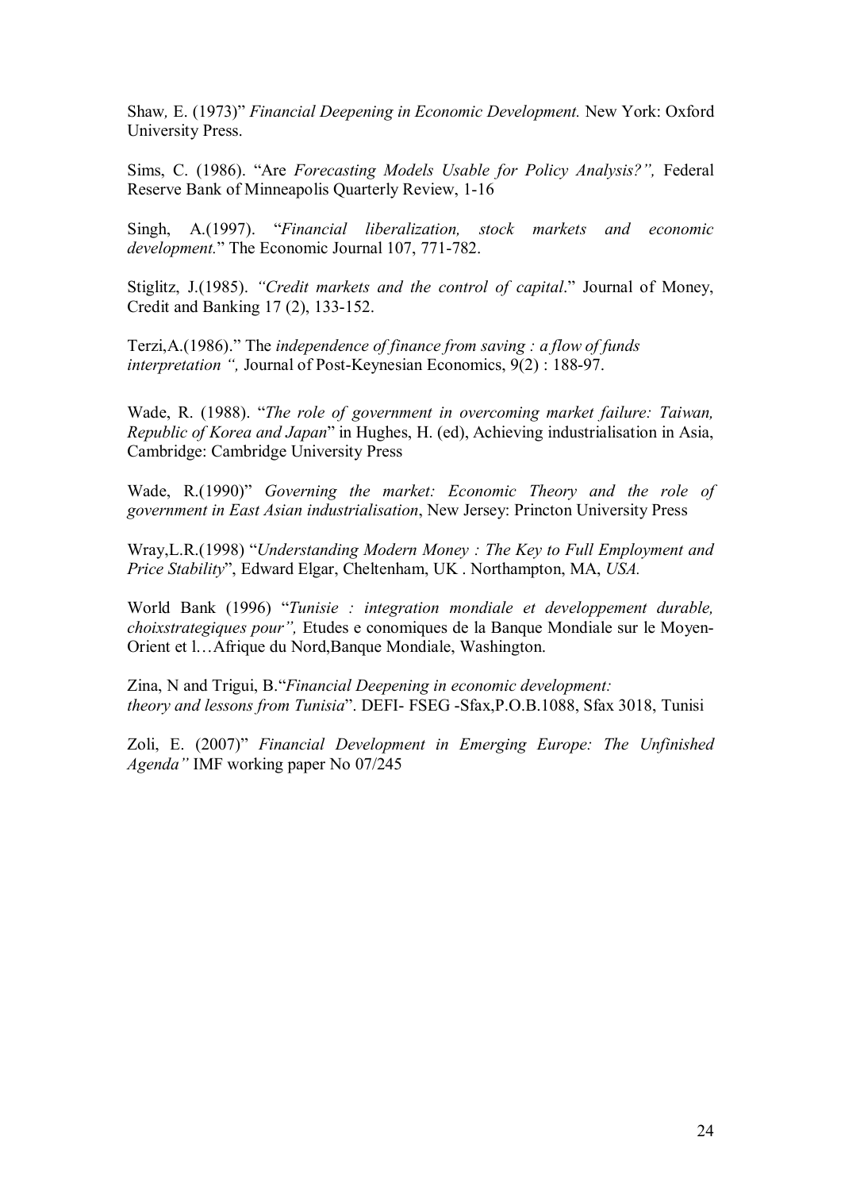Shaw, E. (1973)" *Financial Deepening in Economic Development.* New York: Oxford University Press.

Sims, C. (1986). "Are *Forecasting Models Usable for Policy Analysis?",* Federal Reserve Bank of Minneapolis Quarterly Review, 1-16

Singh, A.(1997). "*Financial liberalization, stock markets and economic development.*" The Economic Journal 107, 771-782.

Stiglitz, J.(1985). *"Credit markets and the control of capital*." Journal of Money, Credit and Banking 17 (2), 133-152.

Terzi,A.(1986)." The *independence of finance from saving : a flow of funds interpretation ",* Journal of Post-Keynesian Economics, 9(2) : 188-97.

Wade, R. (1988). "*The role of government in overcoming market failure: Taiwan, Republic of Korea and Japan*" in Hughes, H. (ed), Achieving industrialisation in Asia, Cambridge: Cambridge University Press

Wade, R.(1990)" *Governing the market: Economic Theory and the role of government in East Asian industrialisation*, New Jersey: Princton University Press

Wray,L.R.(1998) "*Understanding Modern Money : The Key to Full Employment and Price Stability*", Edward Elgar, Cheltenham, UK . Northampton, MA, *USA.*

World Bank (1996) "*Tunisie : integration mondiale et developpement durable, choixstrategiques pour",* Etudes e conomiques de la Banque Mondiale sur le Moyen-Orient et l…Afrique du Nord,Banque Mondiale, Washington.

Zina, N and Trigui, B."*Financial Deepening in economic development: theory and lessons from Tunisia*". DEFI- FSEG -Sfax,P.O.B.1088, Sfax 3018, Tunisi

Zoli, E. (2007)" *Financial Development in Emerging Europe: The Unfinished Agenda"* IMF working paper No 07/245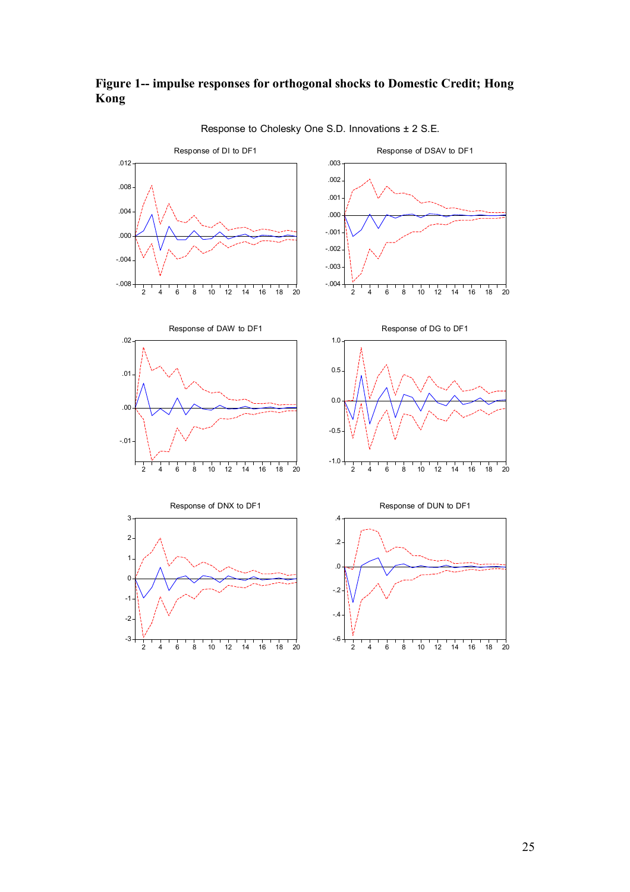**Figure 1-- impulse responses for orthogonal shocks to Domestic Credit; Hong Kong**

Response to Cholesky One S.D. Innovations ± 2 S.E.

Response of DI to DF1

Response of DSAV to DF1

Response of DAW to DF1

Response of DG to DF1

Response of DNX to DF1

Response of DUN to DF1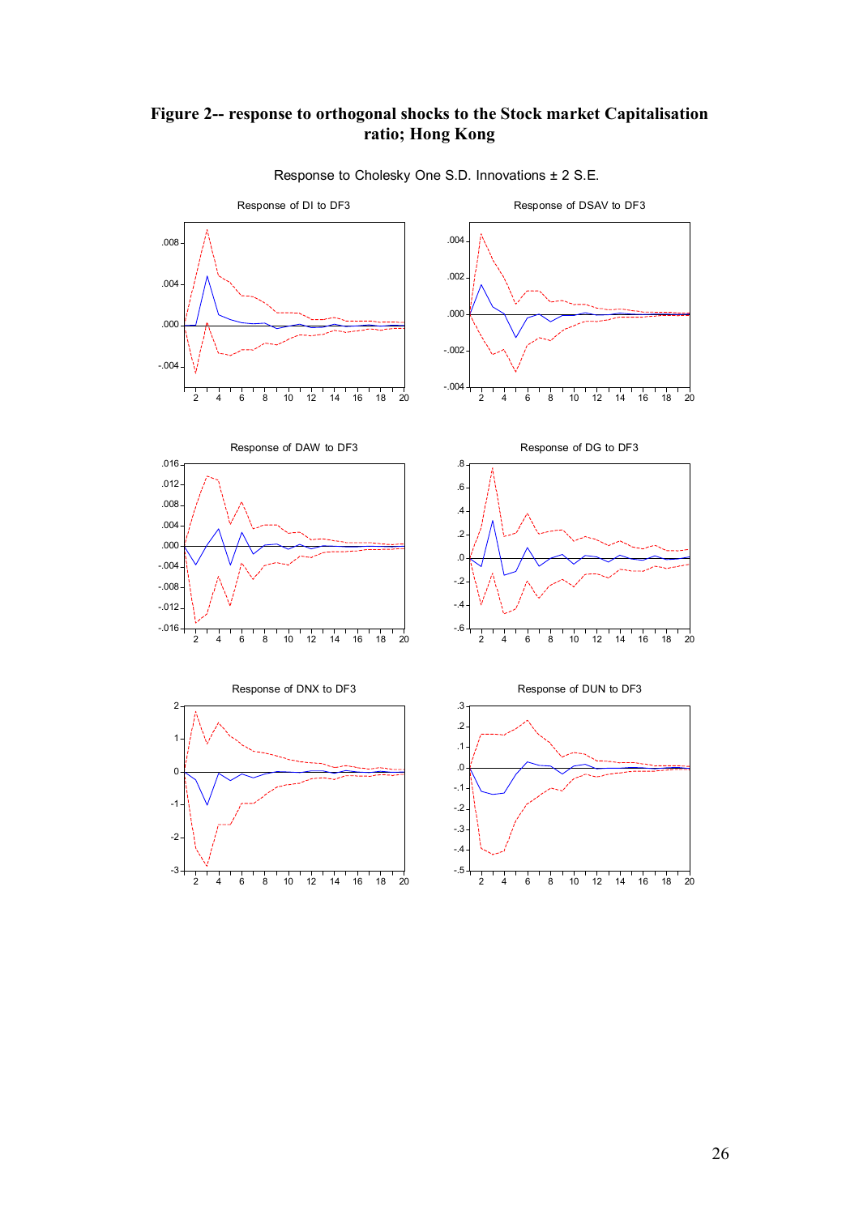**Figure 2-- response to orthogonal shocks to the Stock market Capitalisation ratio; Hong Kong**

Response to Cholesky One S.D. Innovations ± 2 S.E.

Response of DI to DF3

Response of DSAV to DF3

Response of DAW to DF3

Response of DG to DF3

Response of DNX to DF3

Response of DUN to DF3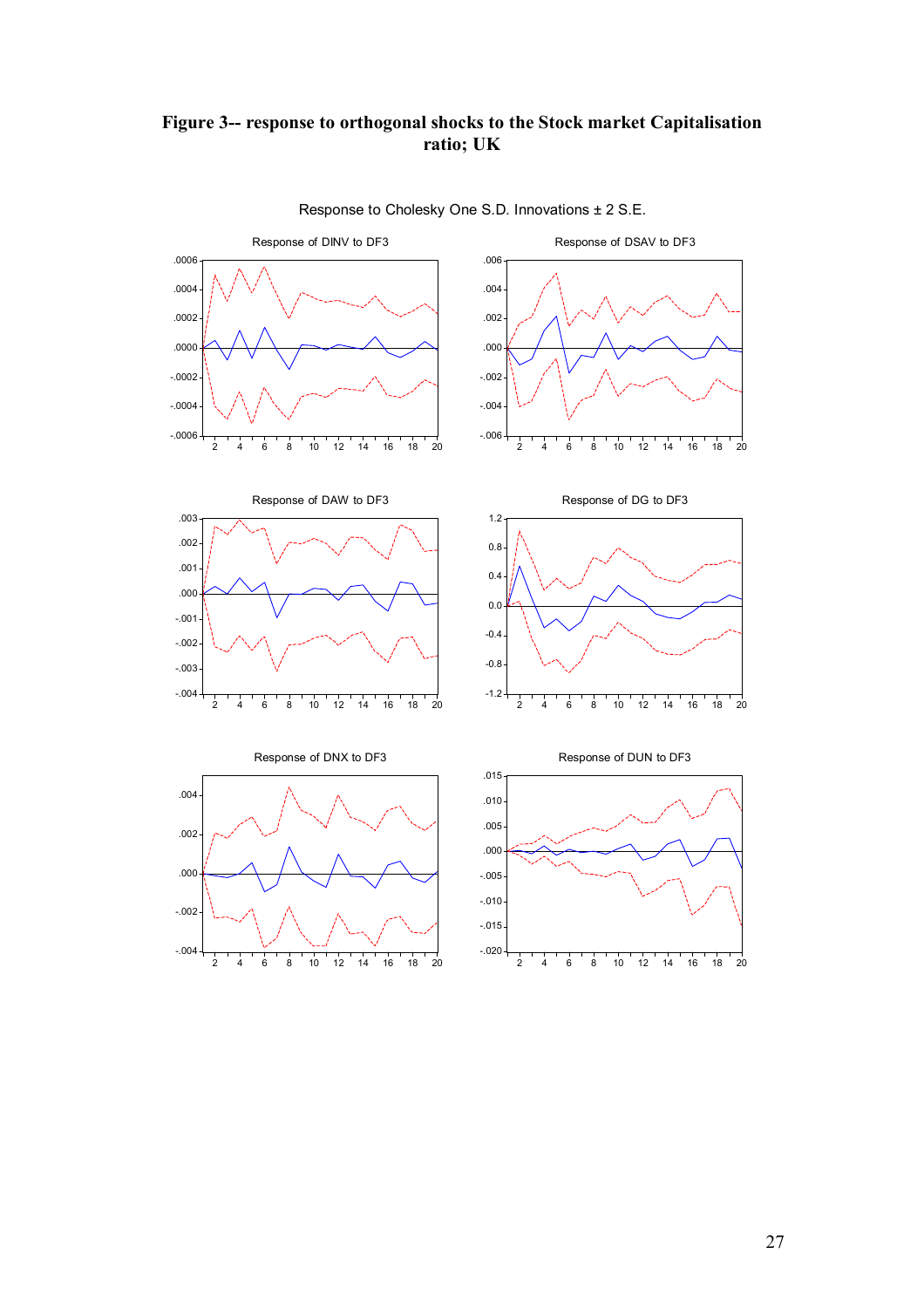**Figure 3-- response to orthogonal shocks to the Stock market Capitalisation ratio; UK**

Response to Cholesky One S.D. Innovations ± 2 S.E.

Response of DINV to DF3

Response of DSAV to DF3

Response of DAW to DF3

Response of DG to DF3

Response of DNX to DF3

Response of DUN to DF3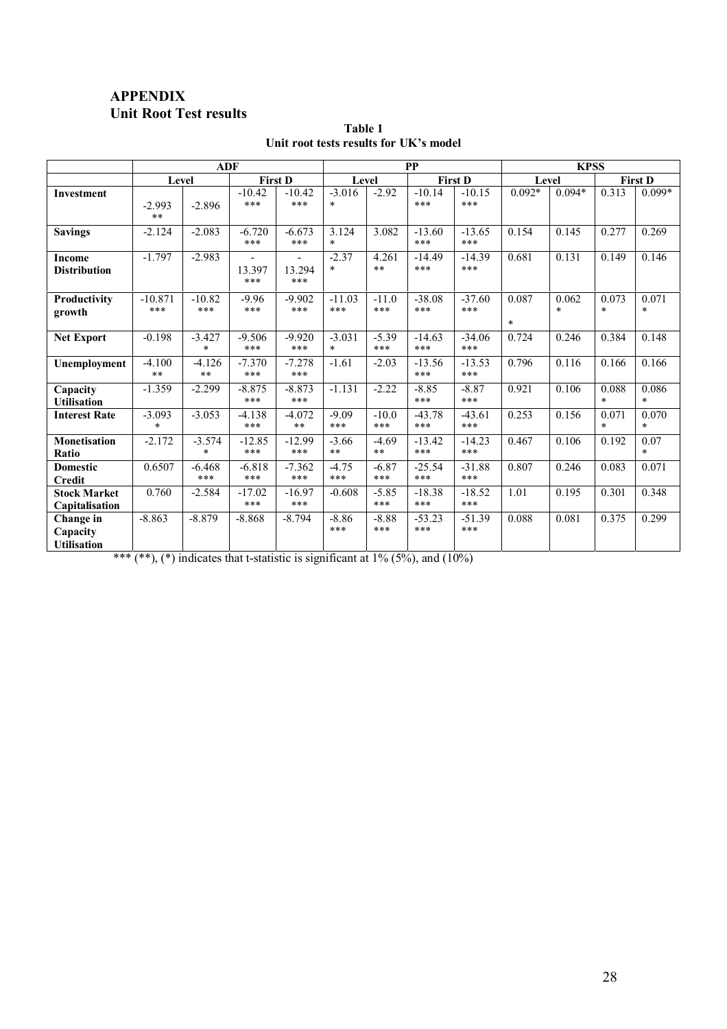## APPENDIX
## Unit Root Test results

**Table 1**
**Unit root tests results for UK's model**

| | ADF | | | | PP | | | | KPSS | | | |
|---|---|---|---|---|---|---|---|---|---|---|---|---|
| | Level | | First D | | Level | | First D | | Level | | First D | |
| **Investment** | -2.993 ** | -2.896 | -10.42 *** | -10.42 *** | -3.016 * | -2.92 | -10.14 *** | -10.15 *** | 0.092* | 0.094* | 0.313 | 0.099* |
| **Savings** | -2.124 | -2.083 | -6.720 *** | -6.673 *** | 3.124 * | 3.082 | -13.60 *** | -13.65 *** | 0.154 | 0.145 | 0.277 | 0.269 |
| **Income Distribution** | -1.797 | -2.983 | -13.397 *** | -13.294 *** | -2.37 * | 4.261 ** | -14.49 *** | -14.39 *** | 0.681 | 0.131 | 0.149 | 0.146 |
| **Productivity growth** | -10.871 *** | -10.82 *** | -9.96 *** | -9.902 *** | -11.03 *** | -11.0 *** | -38.08 *** | -37.60 *** | 0.087 * | 0.062 * | 0.073 * | 0.071 * |
| **Net Export** | -0.198 | -3.427 * | -9.506 *** | -9.920 *** | -3.031 * | -5.39 *** | -14.63 *** | -34.06 *** | 0.724 | 0.246 | 0.384 | 0.148 |
| **Unemployment** | -4.100 ** | -4.126 ** | -7.370 *** | -7.278 *** | -1.61 | -2.03 | -13.56 *** | -13.53 *** | 0.796 | 0.116 | 0.166 | 0.166 |
| **Capacity Utilisation** | -1.359 | -2.299 | -8.875 *** | -8.873 *** | -1.131 | -2.22 | -8.85 *** | -8.87 *** | 0.921 | 0.106 | 0.088 * | 0.086 * |
| **Interest Rate** | -3.093 * | -3.053 | -4.138 *** | -4.072 ** | -9.09 *** | -10.0 *** | -43.78 *** | -43.61 *** | 0.253 | 0.156 | 0.071 * | 0.070 * |
| **Monetisation Ratio** | -2.172 | -3.574 * | -12.85 *** | -12.99 *** | -3.66 ** | -4.69 ** | -13.42 *** | -14.23 *** | 0.467 | 0.106 | 0.192 | 0.07 * |
| **Domestic Credit** | 0.6507 | -6.468 *** | -6.818 *** | -7.362 *** | -4.75 *** | -6.87 *** | -25.54 *** | -31.88 *** | 0.807 | 0.246 | 0.083 | 0.071 |
| **Stock Market Capitalisation** | 0.760 | -2.584 | -17.02 *** | -16.97 *** | -0.608 | -5.85 *** | -18.38 *** | -18.52 *** | 1.01 | 0.195 | 0.301 | 0.348 |
| **Change in Capacity Utilisation** | -8.863 | -8.879 | -8.868 | -8.794 | -8.86 *** | -8.88 *** | -53.23 *** | -51.39 *** | 0.088 | 0.081 | 0.375 | 0.299 |

*** (**), (*) indicates that t-statistic is significant at 1% (5%), and (10%)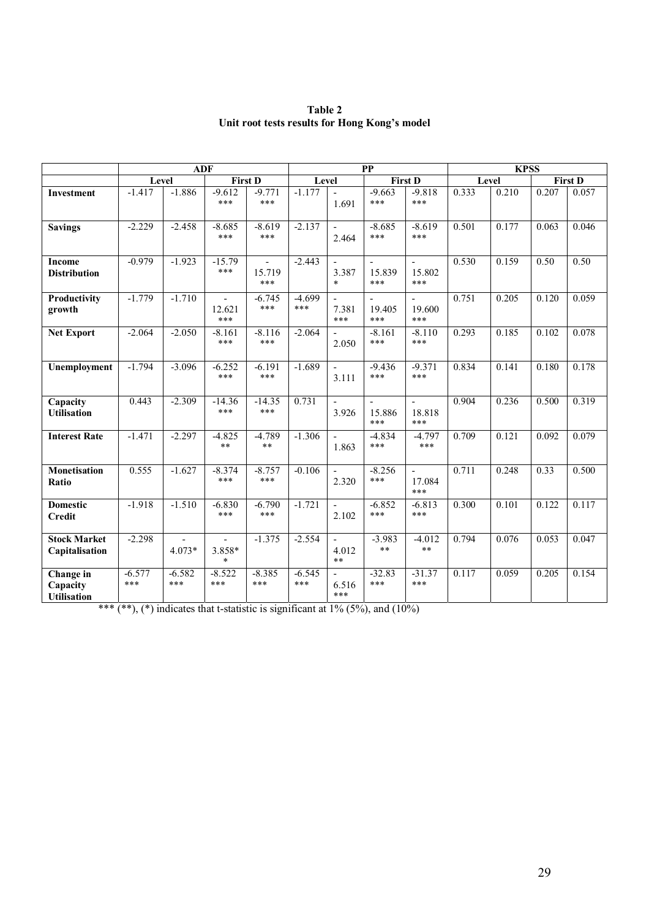**Table 2**
**Unit root tests results for Hong Kong's model**

| | ADF | | | | PP | | | | KPSS | | | |
|---|---|---|---|---|---|---|---|---|---|---|---|---|
| | Level | | First D | | Level | | First D | | Level | | First D | |
| **Investment** | -1.417 | -1.886 | -9.612 *** | -9.771 *** | -1.177 | -1.691 | -9.663 *** | -9.818 *** | 0.333 | 0.210 | 0.207 | 0.057 |
| **Savings** | -2.229 | -2.458 | -8.685 *** | -8.619 *** | -2.137 | -2.464 | -8.685 *** | -8.619 *** | 0.501 | 0.177 | 0.063 | 0.046 |
| **Income Distribution** | -0.979 | -1.923 | -15.79 *** | -15.719 *** | -2.443 | -3.387 * | -15.839 *** | -15.802 *** | 0.530 | 0.159 | 0.50 | 0.50 |
| **Productivity growth** | -1.779 | -1.710 | -12.621 *** | -6.745 *** | -4.699 *** | -7.381 *** | -19.405 *** | -19.600 *** | 0.751 | 0.205 | 0.120 | 0.059 |
| **Net Export** | -2.064 | -2.050 | -8.161 *** | -8.116 *** | -2.064 | -2.050 | -8.161 *** | -8.110 *** | 0.293 | 0.185 | 0.102 | 0.078 |
| **Unemployment** | -1.794 | -3.096 | -6.252 *** | -6.191 *** | -1.689 | -3.111 | -9.436 *** | -9.371 *** | 0.834 | 0.141 | 0.180 | 0.178 |
| **Capacity Utilisation** | 0.443 | -2.309 | -14.36 *** | -14.35 *** | 0.731 | -3.926 | -15.886 *** | -18.818 *** | 0.904 | 0.236 | 0.500 | 0.319 |
| **Interest Rate** | -1.471 | -2.297 | -4.825 ** | -4.789 ** | -1.306 | -1.863 | -4.834 *** | -4.797 *** | 0.709 | 0.121 | 0.092 | 0.079 |
| **Monetisation Ratio** | 0.555 | -1.627 | -8.374 *** | -8.757 *** | -0.106 | -2.320 | -8.256 *** | -17.084 *** | 0.711 | 0.248 | 0.33 | 0.500 |
| **Domestic Credit** | -1.918 | -1.510 | -6.830 *** | -6.790 *** | -1.721 | -2.102 | -6.852 *** | -6.813 *** | 0.300 | 0.101 | 0.122 | 0.117 |
| **Stock Market Capitalisation** | -2.298 | -4.073* | -3.858** | -1.375 | -2.554 | -4.012 ** | -3.983 ** | -4.012 ** | 0.794 | 0.076 | 0.053 | 0.047 |
| **Change in Capacity Utilisation** | -6.577 *** | -6.582 *** | -8.522 *** | -8.385 *** | -6.545 *** | -6.516 *** | -32.83 *** | -31.37 *** | 0.117 | 0.059 | 0.205 | 0.154 |

*** (**), (*) indicates that t-statistic is significant at 1% (5%), and (10%)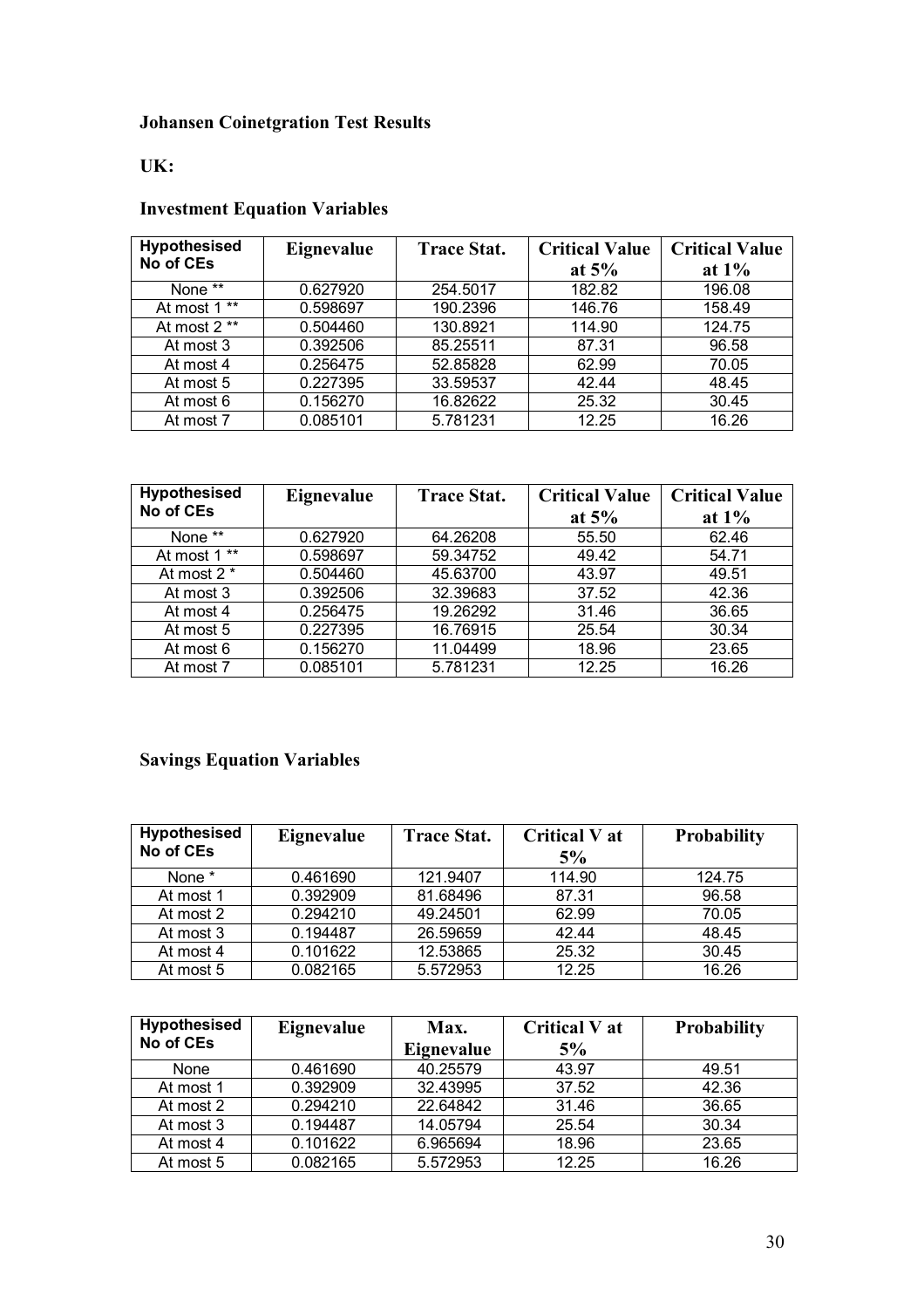**Johansen Coinetgration Test Results**

**UK:**

**Investment Equation Variables**

| Hypothesised No of CEs | Eignevalue | Trace Stat. | Critical Value at 5% | Critical Value at 1% |
|---|---|---|---|---|
| None ** | 0.627920 | 254.5017 | 182.82 | 196.08 |
| At most 1 ** | 0.598697 | 190.2396 | 146.76 | 158.49 |
| At most 2 ** | 0.504460 | 130.8921 | 114.90 | 124.75 |
| At most 3 | 0.392506 | 85.25511 | 87.31 | 96.58 |
| At most 4 | 0.256475 | 52.85828 | 62.99 | 70.05 |
| At most 5 | 0.227395 | 33.59537 | 42.44 | 48.45 |
| At most 6 | 0.156270 | 16.82622 | 25.32 | 30.45 |
| At most 7 | 0.085101 | 5.781231 | 12.25 | 16.26 |

| Hypothesised No of CEs | Eignevalue | Trace Stat. | Critical Value at 5% | Critical Value at 1% |
|---|---|---|---|---|
| None ** | 0.627920 | 64.26208 | 55.50 | 62.46 |
| At most 1 ** | 0.598697 | 59.34752 | 49.42 | 54.71 |
| At most 2 * | 0.504460 | 45.63700 | 43.97 | 49.51 |
| At most 3 | 0.392506 | 32.39683 | 37.52 | 42.36 |
| At most 4 | 0.256475 | 19.26292 | 31.46 | 36.65 |
| At most 5 | 0.227395 | 16.76915 | 25.54 | 30.34 |
| At most 6 | 0.156270 | 11.04499 | 18.96 | 23.65 |
| At most 7 | 0.085101 | 5.781231 | 12.25 | 16.26 |

**Savings Equation Variables**

| Hypothesised No of CEs | Eignevalue | Trace Stat. | Critical V at 5% | Probability |
|---|---|---|---|---|
| None * | 0.461690 | 121.9407 | 114.90 | 124.75 |
| At most 1 | 0.392909 | 81.68496 | 87.31 | 96.58 |
| At most 2 | 0.294210 | 49.24501 | 62.99 | 70.05 |
| At most 3 | 0.194487 | 26.59659 | 42.44 | 48.45 |
| At most 4 | 0.101622 | 12.53865 | 25.32 | 30.45 |
| At most 5 | 0.082165 | 5.572953 | 12.25 | 16.26 |

| Hypothesised No of CEs | Eignevalue | Max. Eignevalue | Critical V at 5% | Probability |
|---|---|---|---|---|
| None | 0.461690 | 40.25579 | 43.97 | 49.51 |
| At most 1 | 0.392909 | 32.43995 | 37.52 | 42.36 |
| At most 2 | 0.294210 | 22.64842 | 31.46 | 36.65 |
| At most 3 | 0.194487 | 14.05794 | 25.54 | 30.34 |
| At most 4 | 0.101622 | 6.965694 | 18.96 | 23.65 |
| At most 5 | 0.082165 | 5.572953 | 12.25 | 16.26 |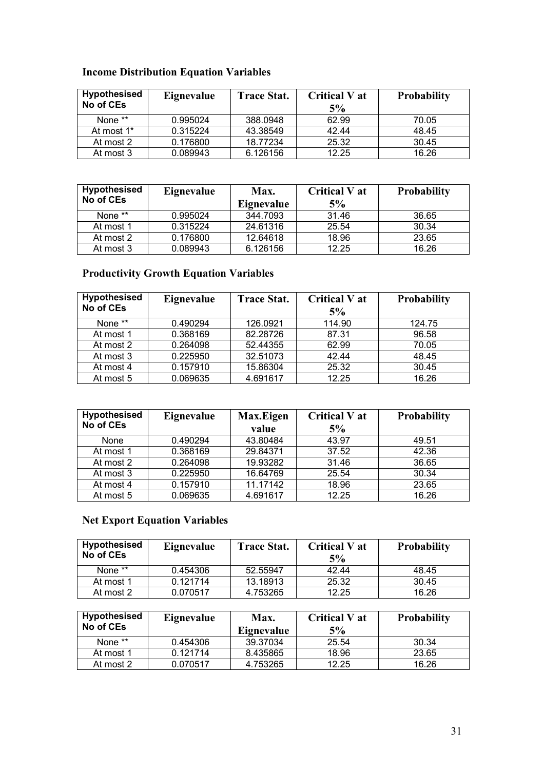### Income Distribution Equation Variables

| Hypothesised No of CEs | Eignevalue | Trace Stat. | Critical V at 5% | Probability |
|---|---|---|---|---|
| None ** | 0.995024 | 388.0948 | 62.99 | 70.05 |
| At most 1* | 0.315224 | 43.38549 | 42.44 | 48.45 |
| At most 2 | 0.176800 | 18.77234 | 25.32 | 30.45 |
| At most 3 | 0.089943 | 6.126156 | 12.25 | 16.26 |

| Hypothesised No of CEs | Eignevalue | Max. Eignevalue | Critical V at 5% | Probability |
|---|---|---|---|---|
| None ** | 0.995024 | 344.7093 | 31.46 | 36.65 |
| At most 1 | 0.315224 | 24.61316 | 25.54 | 30.34 |
| At most 2 | 0.176800 | 12.64618 | 18.96 | 23.65 |
| At most 3 | 0.089943 | 6.126156 | 12.25 | 16.26 |

### Productivity Growth Equation Variables

| Hypothesised No of CEs | Eignevalue | Trace Stat. | Critical V at 5% | Probability |
|---|---|---|---|---|
| None ** | 0.490294 | 126.0921 | 114.90 | 124.75 |
| At most 1 | 0.368169 | 82.28726 | 87.31 | 96.58 |
| At most 2 | 0.264098 | 52.44355 | 62.99 | 70.05 |
| At most 3 | 0.225950 | 32.51073 | 42.44 | 48.45 |
| At most 4 | 0.157910 | 15.86304 | 25.32 | 30.45 |
| At most 5 | 0.069635 | 4.691617 | 12.25 | 16.26 |

| Hypothesised No of CEs | Eignevalue | Max.Eigen value | Critical V at 5% | Probability |
|---|---|---|---|---|
| None | 0.490294 | 43.80484 | 43.97 | 49.51 |
| At most 1 | 0.368169 | 29.84371 | 37.52 | 42.36 |
| At most 2 | 0.264098 | 19.93282 | 31.46 | 36.65 |
| At most 3 | 0.225950 | 16.64769 | 25.54 | 30.34 |
| At most 4 | 0.157910 | 11.17142 | 18.96 | 23.65 |
| At most 5 | 0.069635 | 4.691617 | 12.25 | 16.26 |

### Net Export Equation Variables

| Hypothesised No of CEs | Eignevalue | Trace Stat. | Critical V at 5% | Probability |
|---|---|---|---|---|
| None ** | 0.454306 | 52.55947 | 42.44 | 48.45 |
| At most 1 | 0.121714 | 13.18913 | 25.32 | 30.45 |
| At most 2 | 0.070517 | 4.753265 | 12.25 | 16.26 |

| Hypothesised No of CEs | Eignevalue | Max. Eignevalue | Critical V at 5% | Probability |
|---|---|---|---|---|
| None ** | 0.454306 | 39.37034 | 25.54 | 30.34 |
| At most 1 | 0.121714 | 8.435865 | 18.96 | 23.65 |
| At most 2 | 0.070517 | 4.753265 | 12.25 | 16.26 |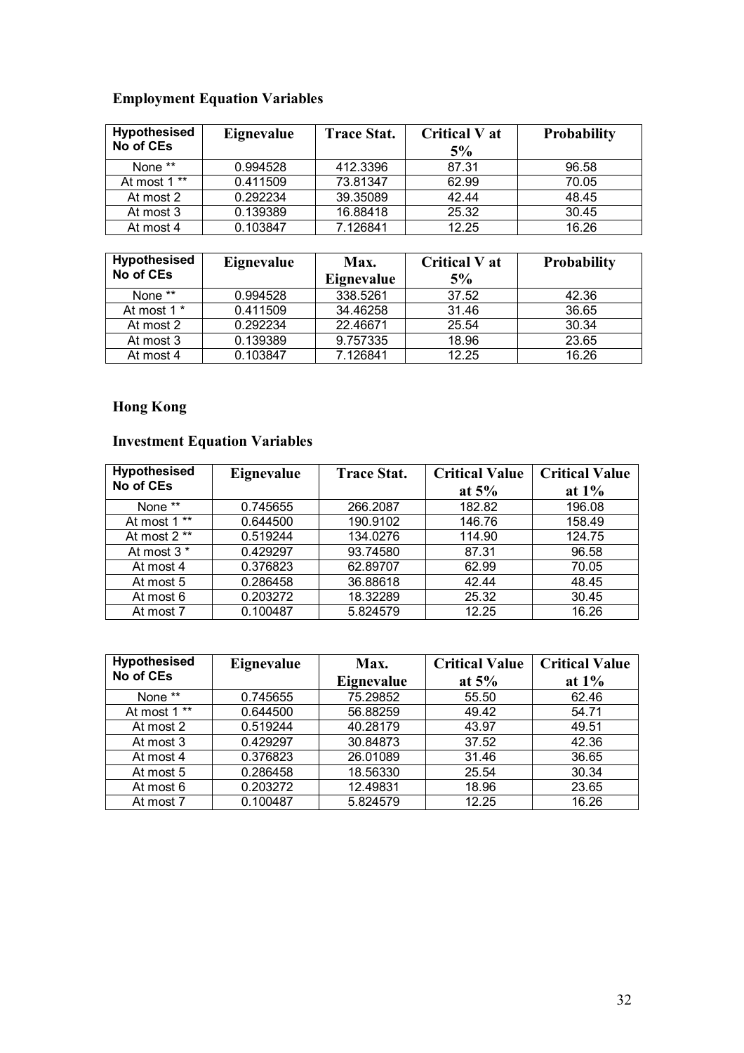### Employment Equation Variables

| Hypothesised No of CEs | Eignevalue | Trace Stat. | Critical V at 5% | Probability |
|---|---|---|---|---|
| None ** | 0.994528 | 412.3396 | 87.31 | 96.58 |
| At most 1 ** | 0.411509 | 73.81347 | 62.99 | 70.05 |
| At most 2 | 0.292234 | 39.35089 | 42.44 | 48.45 |
| At most 3 | 0.139389 | 16.88418 | 25.32 | 30.45 |
| At most 4 | 0.103847 | 7.126841 | 12.25 | 16.26 |

| Hypothesised No of CEs | Eignevalue | Max. Eignevalue | Critical V at 5% | Probability |
|---|---|---|---|---|
| None ** | 0.994528 | 338.5261 | 37.52 | 42.36 |
| At most 1 * | 0.411509 | 34.46258 | 31.46 | 36.65 |
| At most 2 | 0.292234 | 22.46671 | 25.54 | 30.34 |
| At most 3 | 0.139389 | 9.757335 | 18.96 | 23.65 |
| At most 4 | 0.103847 | 7.126841 | 12.25 | 16.26 |

### Hong Kong

### Investment Equation Variables

| Hypothesised No of CEs | Eignevalue | Trace Stat. | Critical Value at 5% | Critical Value at 1% |
|---|---|---|---|---|
| None ** | 0.745655 | 266.2087 | 182.82 | 196.08 |
| At most 1 ** | 0.644500 | 190.9102 | 146.76 | 158.49 |
| At most 2 ** | 0.519244 | 134.0276 | 114.90 | 124.75 |
| At most 3 * | 0.429297 | 93.74580 | 87.31 | 96.58 |
| At most 4 | 0.376823 | 62.89707 | 62.99 | 70.05 |
| At most 5 | 0.286458 | 36.88618 | 42.44 | 48.45 |
| At most 6 | 0.203272 | 18.32289 | 25.32 | 30.45 |
| At most 7 | 0.100487 | 5.824579 | 12.25 | 16.26 |

| Hypothesised No of CEs | Eignevalue | Max. Eignevalue | Critical Value at 5% | Critical Value at 1% |
|---|---|---|---|---|
| None ** | 0.745655 | 75.29852 | 55.50 | 62.46 |
| At most 1 ** | 0.644500 | 56.88259 | 49.42 | 54.71 |
| At most 2 | 0.519244 | 40.28179 | 43.97 | 49.51 |
| At most 3 | 0.429297 | 30.84873 | 37.52 | 42.36 |
| At most 4 | 0.376823 | 26.01089 | 31.46 | 36.65 |
| At most 5 | 0.286458 | 18.56330 | 25.54 | 30.34 |
| At most 6 | 0.203272 | 12.49831 | 18.96 | 23.65 |
| At most 7 | 0.100487 | 5.824579 | 12.25 | 16.26 |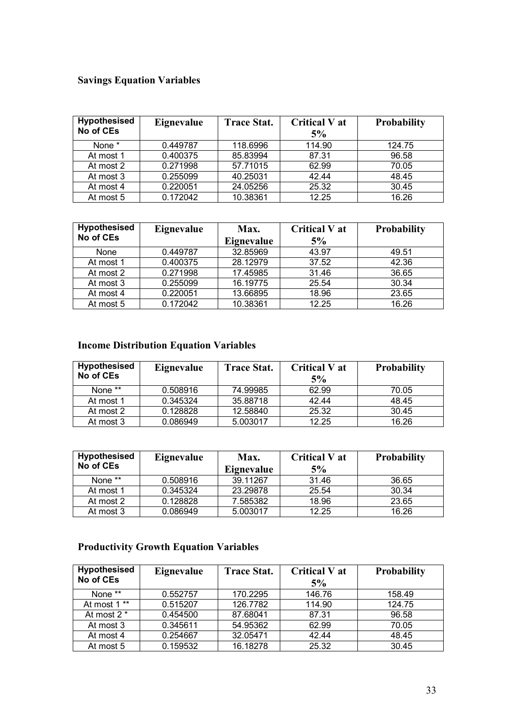### Savings Equation Variables

| Hypothesised No of CEs | Eignevalue | Trace Stat. | Critical V at 5% | Probability |
|---|---|---|---|---|
| None * | 0.449787 | 118.6996 | 114.90 | 124.75 |
| At most 1 | 0.400375 | 85.83994 | 87.31 | 96.58 |
| At most 2 | 0.271998 | 57.71015 | 62.99 | 70.05 |
| At most 3 | 0.255099 | 40.25031 | 42.44 | 48.45 |
| At most 4 | 0.220051 | 24.05256 | 25.32 | 30.45 |
| At most 5 | 0.172042 | 10.38361 | 12.25 | 16.26 |

| Hypothesised No of CEs | Eignevalue | Max. Eignevalue | Critical V at 5% | Probability |
|---|---|---|---|---|
| None | 0.449787 | 32.85969 | 43.97 | 49.51 |
| At most 1 | 0.400375 | 28.12979 | 37.52 | 42.36 |
| At most 2 | 0.271998 | 17.45985 | 31.46 | 36.65 |
| At most 3 | 0.255099 | 16.19775 | 25.54 | 30.34 |
| At most 4 | 0.220051 | 13.66895 | 18.96 | 23.65 |
| At most 5 | 0.172042 | 10.38361 | 12.25 | 16.26 |

### Income Distribution Equation Variables

| Hypothesised No of CEs | Eignevalue | Trace Stat. | Critical V at 5% | Probability |
|---|---|---|---|---|
| None ** | 0.508916 | 74.99985 | 62.99 | 70.05 |
| At most 1 | 0.345324 | 35.88718 | 42.44 | 48.45 |
| At most 2 | 0.128828 | 12.58840 | 25.32 | 30.45 |
| At most 3 | 0.086949 | 5.003017 | 12.25 | 16.26 |

| Hypothesised No of CEs | Eignevalue | Max. Eignevalue | Critical V at 5% | Probability |
|---|---|---|---|---|
| None ** | 0.508916 | 39.11267 | 31.46 | 36.65 |
| At most 1 | 0.345324 | 23.29878 | 25.54 | 30.34 |
| At most 2 | 0.128828 | 7.585382 | 18.96 | 23.65 |
| At most 3 | 0.086949 | 5.003017 | 12.25 | 16.26 |

### Productivity Growth Equation Variables

| Hypothesised No of CEs | Eignevalue | Trace Stat. | Critical V at 5% | Probability |
|---|---|---|---|---|
| None ** | 0.552757 | 170.2295 | 146.76 | 158.49 |
| At most 1 ** | 0.515207 | 126.7782 | 114.90 | 124.75 |
| At most 2 * | 0.454500 | 87.68041 | 87.31 | 96.58 |
| At most 3 | 0.345611 | 54.95362 | 62.99 | 70.05 |
| At most 4 | 0.254667 | 32.05471 | 42.44 | 48.45 |
| At most 5 | 0.159532 | 16.18278 | 25.32 | 30.45 |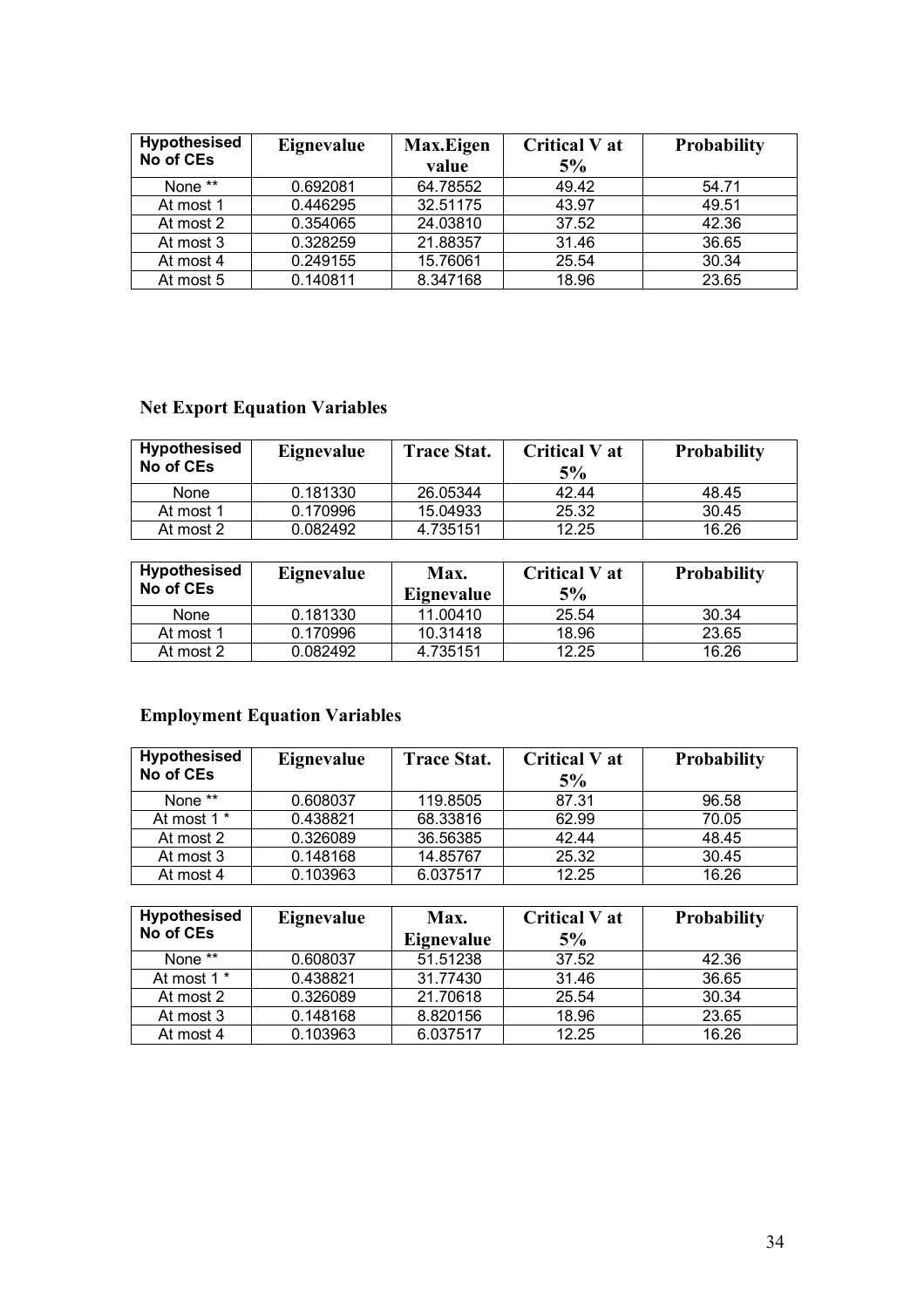| Hypothesised No of CEs | Eignevalue | Max.Eigen value | Critical V at 5% | Probability |
|---|---|---|---|---|
| None ** | 0.692081 | 64.78552 | 49.42 | 54.71 |
| At most 1 | 0.446295 | 32.51175 | 43.97 | 49.51 |
| At most 2 | 0.354065 | 24.03810 | 37.52 | 42.36 |
| At most 3 | 0.328259 | 21.88357 | 31.46 | 36.65 |
| At most 4 | 0.249155 | 15.76061 | 25.54 | 30.34 |
| At most 5 | 0.140811 | 8.347168 | 18.96 | 23.65 |

## Net Export Equation Variables

| Hypothesised No of CEs | Eignevalue | Trace Stat. | Critical V at 5% | Probability |
|---|---|---|---|---|
| None | 0.181330 | 26.05344 | 42.44 | 48.45 |
| At most 1 | 0.170996 | 15.04933 | 25.32 | 30.45 |
| At most 2 | 0.082492 | 4.735151 | 12.25 | 16.26 |

| Hypothesised No of CEs | Eignevalue | Max. Eignevalue | Critical V at 5% | Probability |
|---|---|---|---|---|
| None | 0.181330 | 11.00410 | 25.54 | 30.34 |
| At most 1 | 0.170996 | 10.31418 | 18.96 | 23.65 |
| At most 2 | 0.082492 | 4.735151 | 12.25 | 16.26 |

## Employment Equation Variables

| Hypothesised No of CEs | Eignevalue | Trace Stat. | Critical V at 5% | Probability |
|---|---|---|---|---|
| None ** | 0.608037 | 119.8505 | 87.31 | 96.58 |
| At most 1 * | 0.438821 | 68.33816 | 62.99 | 70.05 |
| At most 2 | 0.326089 | 36.56385 | 42.44 | 48.45 |
| At most 3 | 0.148168 | 14.85767 | 25.32 | 30.45 |
| At most 4 | 0.103963 | 6.037517 | 12.25 | 16.26 |

| Hypothesised No of CEs | Eignevalue | Max. Eignevalue | Critical V at 5% | Probability |
|---|---|---|---|---|
| None ** | 0.608037 | 51.51238 | 37.52 | 42.36 |
| At most 1 * | 0.438821 | 31.77430 | 31.46 | 36.65 |
| At most 2 | 0.326089 | 21.70618 | 25.54 | 30.34 |
| At most 3 | 0.148168 | 8.820156 | 18.96 | 23.65 |
| At most 4 | 0.103963 | 6.037517 | 12.25 | 16.26 |